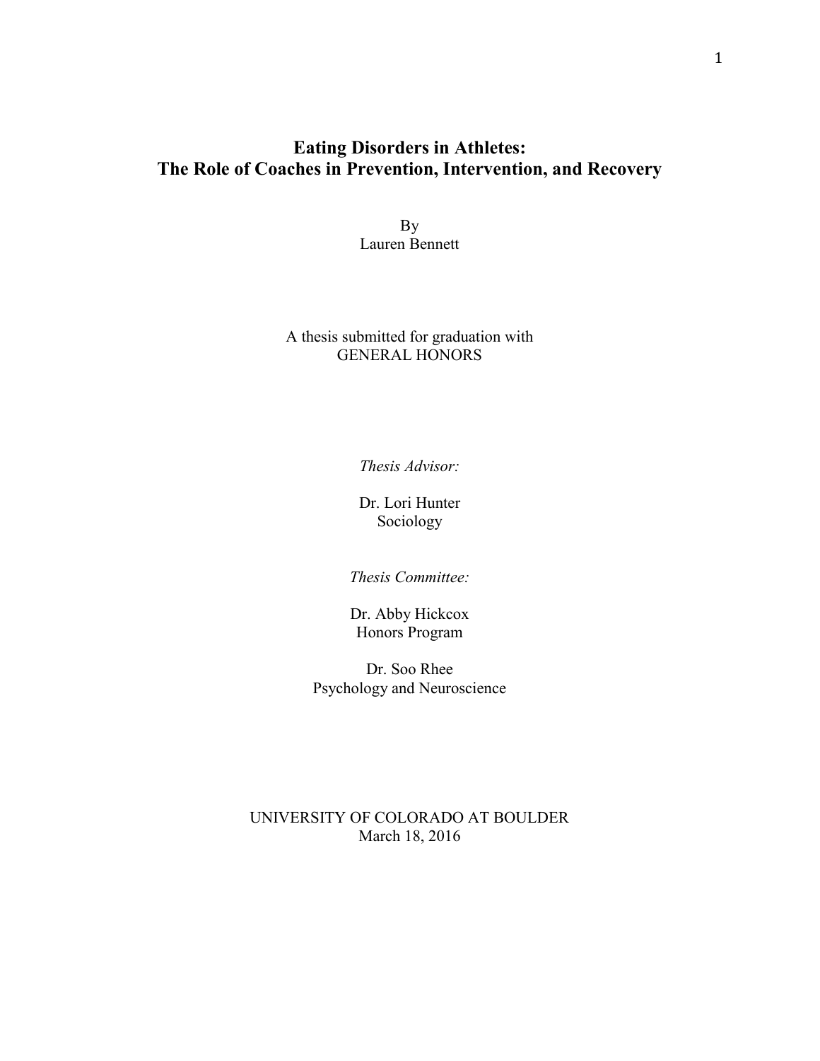# Eating Disorders in Athletes:
# The Role of Coaches in Prevention, Intervention, and Recovery

By
Lauren Bennett

A thesis submitted for graduation with
GENERAL HONORS

*Thesis Advisor:*

Dr. Lori Hunter
Sociology

*Thesis Committee:*

Dr. Abby Hickcox
Honors Program

Dr. Soo Rhee
Psychology and Neuroscience

UNIVERSITY OF COLORADO AT BOULDER
March 18, 2016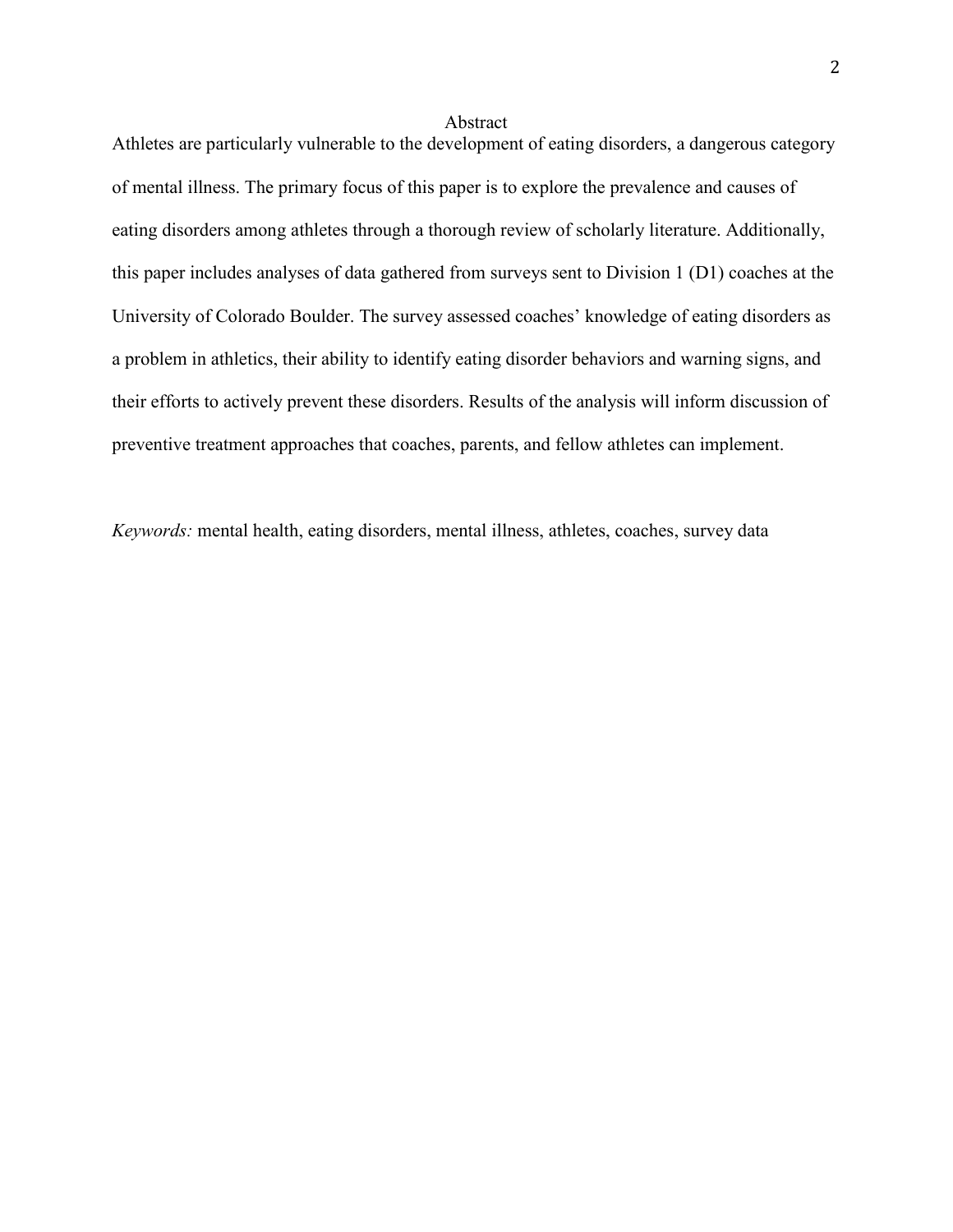# Abstract

Athletes are particularly vulnerable to the development of eating disorders, a dangerous category of mental illness. The primary focus of this paper is to explore the prevalence and causes of eating disorders among athletes through a thorough review of scholarly literature. Additionally, this paper includes analyses of data gathered from surveys sent to Division 1 (D1) coaches at the University of Colorado Boulder. The survey assessed coaches' knowledge of eating disorders as a problem in athletics, their ability to identify eating disorder behaviors and warning signs, and their efforts to actively prevent these disorders. Results of the analysis will inform discussion of preventive treatment approaches that coaches, parents, and fellow athletes can implement.

*Keywords:* mental health, eating disorders, mental illness, athletes, coaches, survey data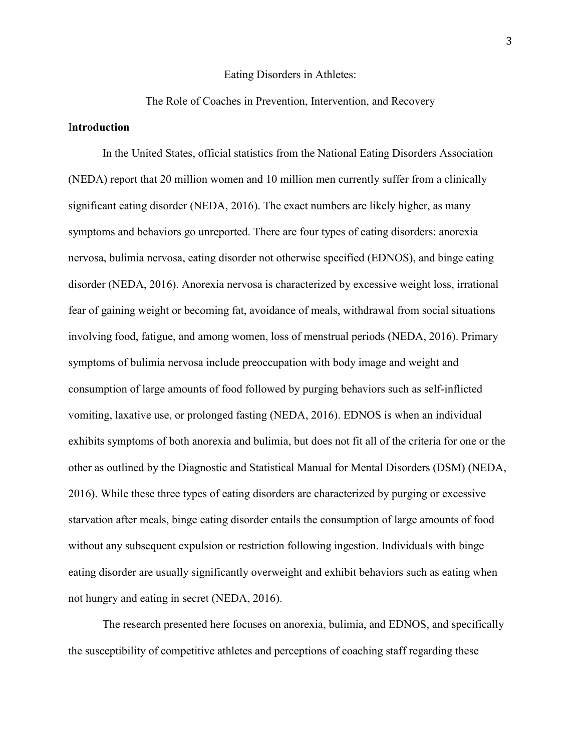Eating Disorders in Athletes:

The Role of Coaches in Prevention, Intervention, and Recovery

## Introduction

In the United States, official statistics from the National Eating Disorders Association (NEDA) report that 20 million women and 10 million men currently suffer from a clinically significant eating disorder (NEDA, 2016). The exact numbers are likely higher, as many symptoms and behaviors go unreported. There are four types of eating disorders: anorexia nervosa, bulimia nervosa, eating disorder not otherwise specified (EDNOS), and binge eating disorder (NEDA, 2016). Anorexia nervosa is characterized by excessive weight loss, irrational fear of gaining weight or becoming fat, avoidance of meals, withdrawal from social situations involving food, fatigue, and among women, loss of menstrual periods (NEDA, 2016). Primary symptoms of bulimia nervosa include preoccupation with body image and weight and consumption of large amounts of food followed by purging behaviors such as self-inflicted vomiting, laxative use, or prolonged fasting (NEDA, 2016). EDNOS is when an individual exhibits symptoms of both anorexia and bulimia, but does not fit all of the criteria for one or the other as outlined by the Diagnostic and Statistical Manual for Mental Disorders (DSM) (NEDA, 2016). While these three types of eating disorders are characterized by purging or excessive starvation after meals, binge eating disorder entails the consumption of large amounts of food without any subsequent expulsion or restriction following ingestion. Individuals with binge eating disorder are usually significantly overweight and exhibit behaviors such as eating when not hungry and eating in secret (NEDA, 2016).

The research presented here focuses on anorexia, bulimia, and EDNOS, and specifically the susceptibility of competitive athletes and perceptions of coaching staff regarding these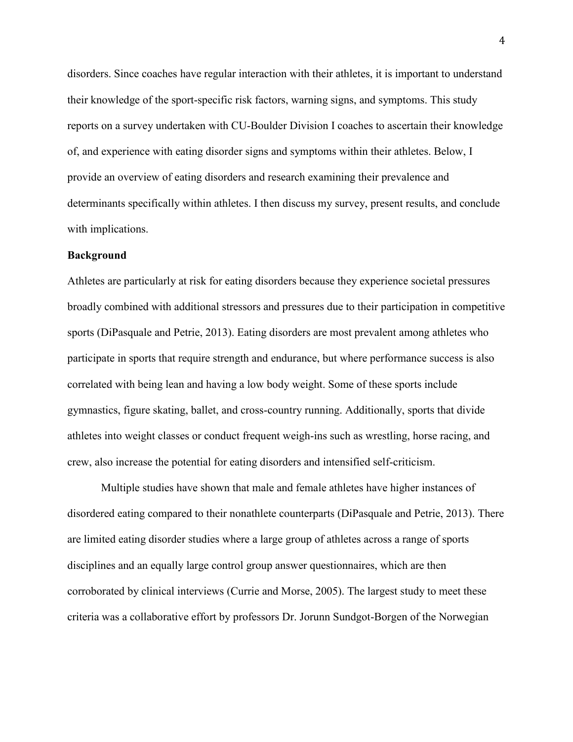disorders. Since coaches have regular interaction with their athletes, it is important to understand their knowledge of the sport-specific risk factors, warning signs, and symptoms. This study reports on a survey undertaken with CU-Boulder Division I coaches to ascertain their knowledge of, and experience with eating disorder signs and symptoms within their athletes. Below, I provide an overview of eating disorders and research examining their prevalence and determinants specifically within athletes. I then discuss my survey, present results, and conclude with implications.

**Background**

Athletes are particularly at risk for eating disorders because they experience societal pressures broadly combined with additional stressors and pressures due to their participation in competitive sports (DiPasquale and Petrie, 2013). Eating disorders are most prevalent among athletes who participate in sports that require strength and endurance, but where performance success is also correlated with being lean and having a low body weight. Some of these sports include gymnastics, figure skating, ballet, and cross-country running. Additionally, sports that divide athletes into weight classes or conduct frequent weigh-ins such as wrestling, horse racing, and crew, also increase the potential for eating disorders and intensified self-criticism.

Multiple studies have shown that male and female athletes have higher instances of disordered eating compared to their nonathlete counterparts (DiPasquale and Petrie, 2013). There are limited eating disorder studies where a large group of athletes across a range of sports disciplines and an equally large control group answer questionnaires, which are then corroborated by clinical interviews (Currie and Morse, 2005). The largest study to meet these criteria was a collaborative effort by professors Dr. Jorunn Sundgot-Borgen of the Norwegian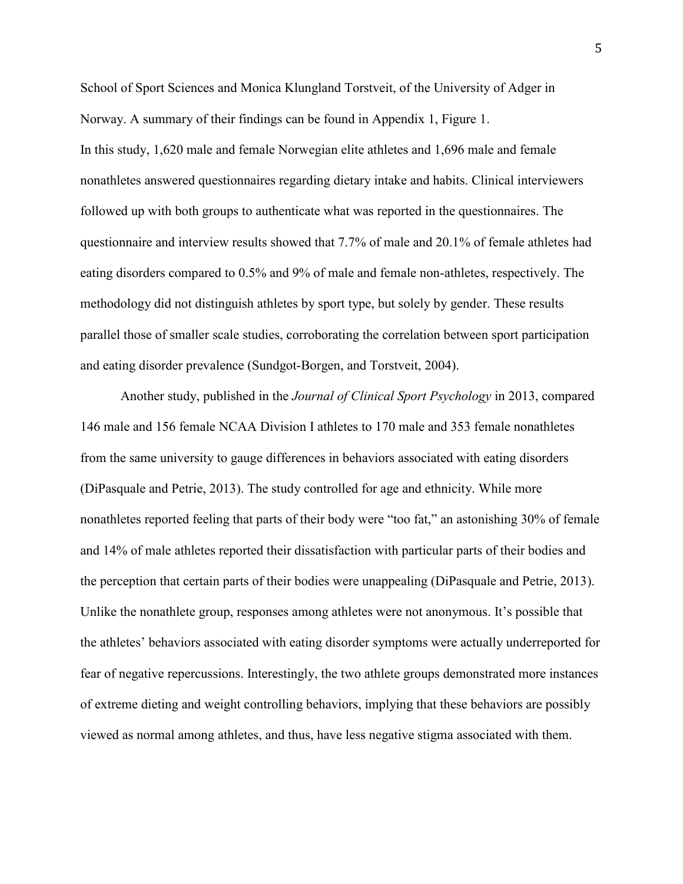School of Sport Sciences and Monica Klungland Torstveit, of the University of Adger in Norway. A summary of their findings can be found in Appendix 1, Figure 1.

In this study, 1,620 male and female Norwegian elite athletes and 1,696 male and female nonathletes answered questionnaires regarding dietary intake and habits. Clinical interviewers followed up with both groups to authenticate what was reported in the questionnaires. The questionnaire and interview results showed that 7.7% of male and 20.1% of female athletes had eating disorders compared to 0.5% and 9% of male and female non-athletes, respectively. The methodology did not distinguish athletes by sport type, but solely by gender. These results parallel those of smaller scale studies, corroborating the correlation between sport participation and eating disorder prevalence (Sundgot-Borgen, and Torstveit, 2004).

Another study, published in the *Journal of Clinical Sport Psychology* in 2013, compared 146 male and 156 female NCAA Division I athletes to 170 male and 353 female nonathletes from the same university to gauge differences in behaviors associated with eating disorders (DiPasquale and Petrie, 2013). The study controlled for age and ethnicity. While more nonathletes reported feeling that parts of their body were "too fat," an astonishing 30% of female and 14% of male athletes reported their dissatisfaction with particular parts of their bodies and the perception that certain parts of their bodies were unappealing (DiPasquale and Petrie, 2013). Unlike the nonathlete group, responses among athletes were not anonymous. It's possible that the athletes' behaviors associated with eating disorder symptoms were actually underreported for fear of negative repercussions. Interestingly, the two athlete groups demonstrated more instances of extreme dieting and weight controlling behaviors, implying that these behaviors are possibly viewed as normal among athletes, and thus, have less negative stigma associated with them.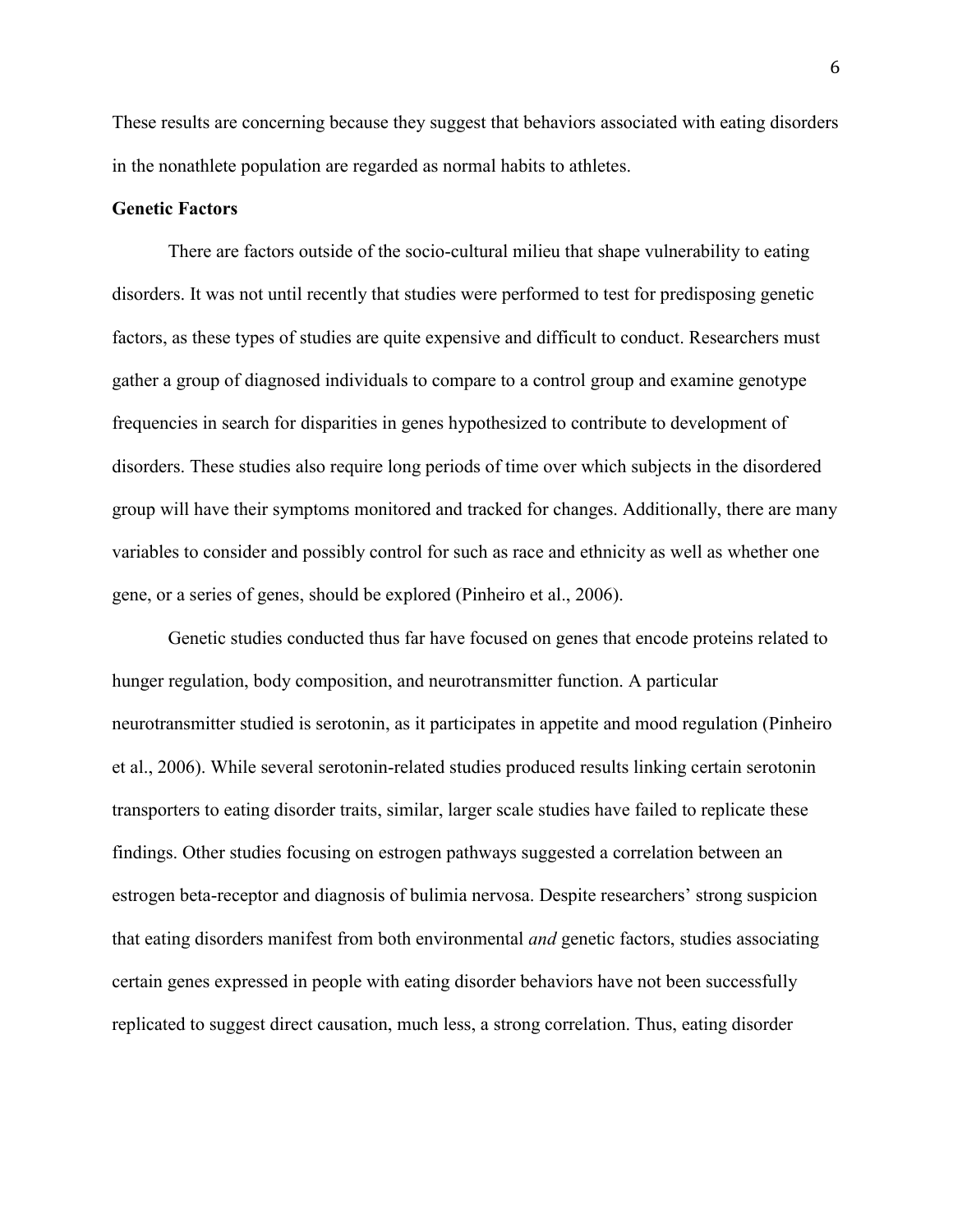These results are concerning because they suggest that behaviors associated with eating disorders in the nonathlete population are regarded as normal habits to athletes.

**Genetic Factors**

There are factors outside of the socio-cultural milieu that shape vulnerability to eating disorders. It was not until recently that studies were performed to test for predisposing genetic factors, as these types of studies are quite expensive and difficult to conduct. Researchers must gather a group of diagnosed individuals to compare to a control group and examine genotype frequencies in search for disparities in genes hypothesized to contribute to development of disorders. These studies also require long periods of time over which subjects in the disordered group will have their symptoms monitored and tracked for changes. Additionally, there are many variables to consider and possibly control for such as race and ethnicity as well as whether one gene, or a series of genes, should be explored (Pinheiro et al., 2006).

Genetic studies conducted thus far have focused on genes that encode proteins related to hunger regulation, body composition, and neurotransmitter function. A particular neurotransmitter studied is serotonin, as it participates in appetite and mood regulation (Pinheiro et al., 2006). While several serotonin-related studies produced results linking certain serotonin transporters to eating disorder traits, similar, larger scale studies have failed to replicate these findings. Other studies focusing on estrogen pathways suggested a correlation between an estrogen beta-receptor and diagnosis of bulimia nervosa. Despite researchers' strong suspicion that eating disorders manifest from both environmental *and* genetic factors, studies associating certain genes expressed in people with eating disorder behaviors have not been successfully replicated to suggest direct causation, much less, a strong correlation. Thus, eating disorder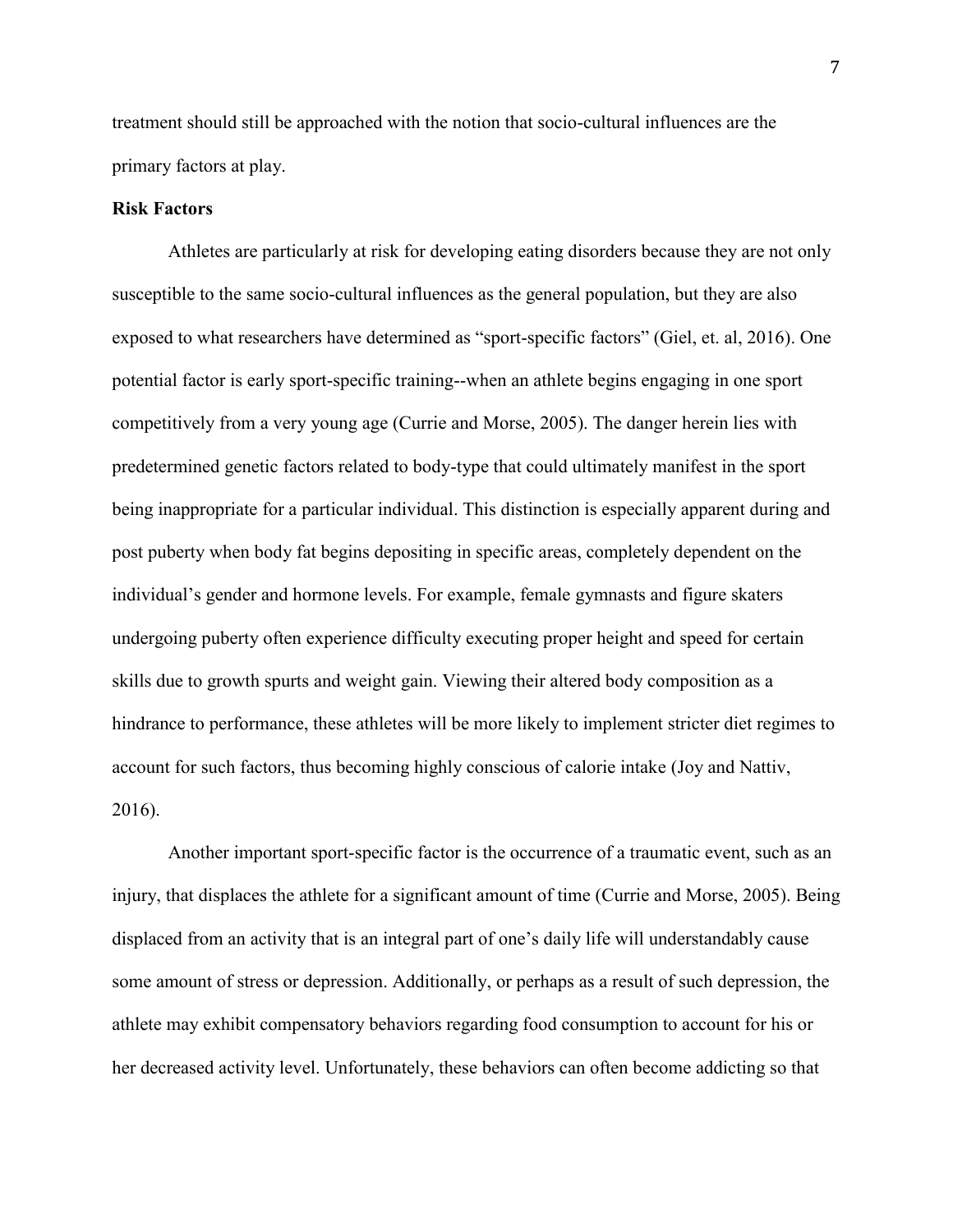treatment should still be approached with the notion that socio-cultural influences are the primary factors at play.

**Risk Factors**

Athletes are particularly at risk for developing eating disorders because they are not only susceptible to the same socio-cultural influences as the general population, but they are also exposed to what researchers have determined as "sport-specific factors" (Giel, et. al, 2016). One potential factor is early sport-specific training--when an athlete begins engaging in one sport competitively from a very young age (Currie and Morse, 2005). The danger herein lies with predetermined genetic factors related to body-type that could ultimately manifest in the sport being inappropriate for a particular individual. This distinction is especially apparent during and post puberty when body fat begins depositing in specific areas, completely dependent on the individual's gender and hormone levels. For example, female gymnasts and figure skaters undergoing puberty often experience difficulty executing proper height and speed for certain skills due to growth spurts and weight gain. Viewing their altered body composition as a hindrance to performance, these athletes will be more likely to implement stricter diet regimes to account for such factors, thus becoming highly conscious of calorie intake (Joy and Nattiv, 2016).

Another important sport-specific factor is the occurrence of a traumatic event, such as an injury, that displaces the athlete for a significant amount of time (Currie and Morse, 2005). Being displaced from an activity that is an integral part of one's daily life will understandably cause some amount of stress or depression. Additionally, or perhaps as a result of such depression, the athlete may exhibit compensatory behaviors regarding food consumption to account for his or her decreased activity level. Unfortunately, these behaviors can often become addicting so that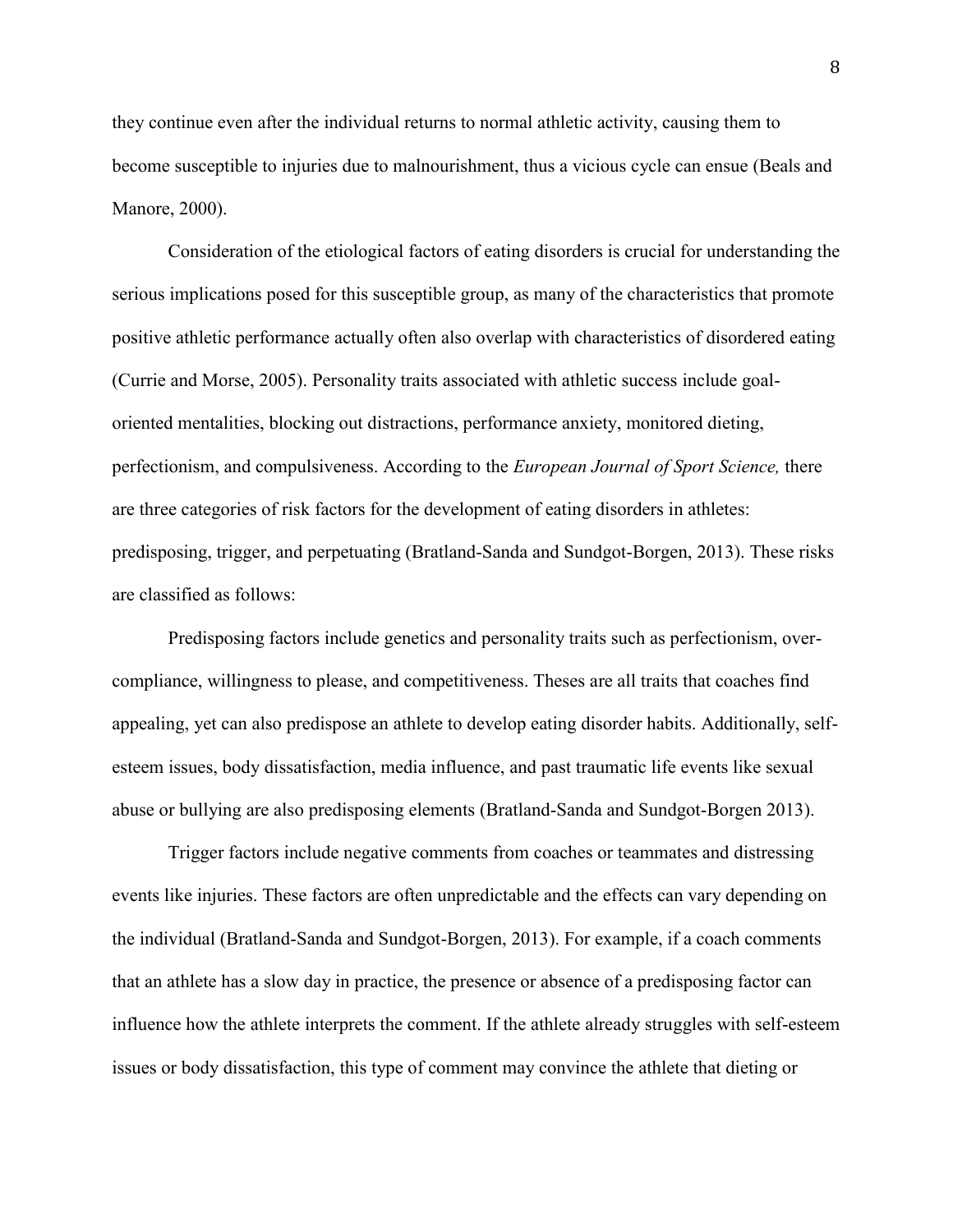they continue even after the individual returns to normal athletic activity, causing them to become susceptible to injuries due to malnourishment, thus a vicious cycle can ensue (Beals and Manore, 2000).

Consideration of the etiological factors of eating disorders is crucial for understanding the serious implications posed for this susceptible group, as many of the characteristics that promote positive athletic performance actually often also overlap with characteristics of disordered eating (Currie and Morse, 2005). Personality traits associated with athletic success include goal-oriented mentalities, blocking out distractions, performance anxiety, monitored dieting, perfectionism, and compulsiveness. According to the *European Journal of Sport Science,* there are three categories of risk factors for the development of eating disorders in athletes: predisposing, trigger, and perpetuating (Bratland-Sanda and Sundgot-Borgen, 2013). These risks are classified as follows:

Predisposing factors include genetics and personality traits such as perfectionism, over-compliance, willingness to please, and competitiveness. Theses are all traits that coaches find appealing, yet can also predispose an athlete to develop eating disorder habits. Additionally, self-esteem issues, body dissatisfaction, media influence, and past traumatic life events like sexual abuse or bullying are also predisposing elements (Bratland-Sanda and Sundgot-Borgen 2013).

Trigger factors include negative comments from coaches or teammates and distressing events like injuries. These factors are often unpredictable and the effects can vary depending on the individual (Bratland-Sanda and Sundgot-Borgen, 2013). For example, if a coach comments that an athlete has a slow day in practice, the presence or absence of a predisposing factor can influence how the athlete interprets the comment. If the athlete already struggles with self-esteem issues or body dissatisfaction, this type of comment may convince the athlete that dieting or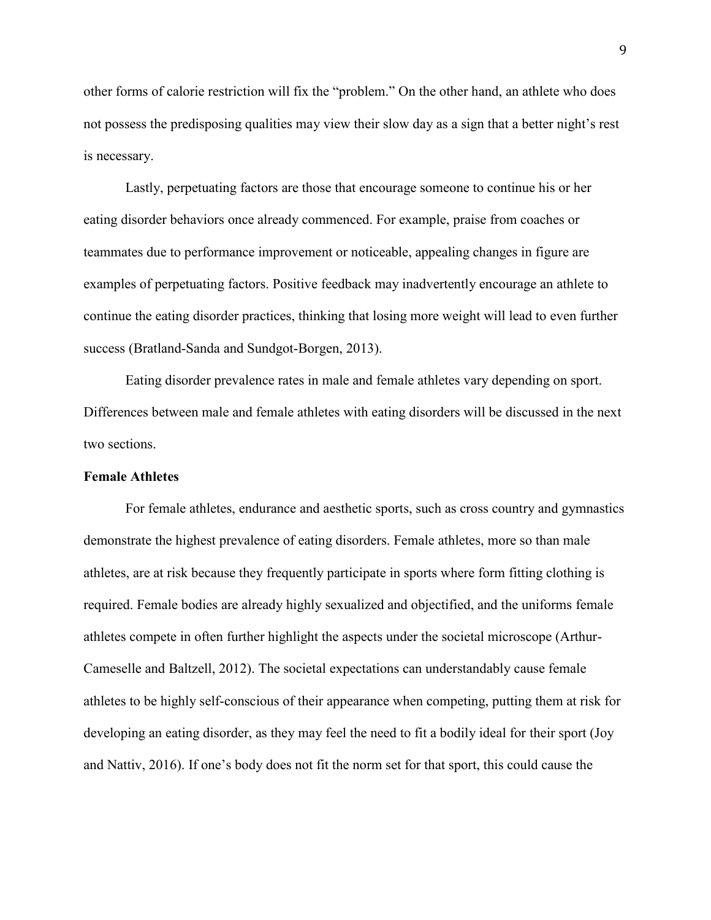other forms of calorie restriction will fix the "problem." On the other hand, an athlete who does not possess the predisposing qualities may view their slow day as a sign that a better night's rest is necessary.

Lastly, perpetuating factors are those that encourage someone to continue his or her eating disorder behaviors once already commenced. For example, praise from coaches or teammates due to performance improvement or noticeable, appealing changes in figure are examples of perpetuating factors. Positive feedback may inadvertently encourage an athlete to continue the eating disorder practices, thinking that losing more weight will lead to even further success (Bratland-Sanda and Sundgot-Borgen, 2013).

Eating disorder prevalence rates in male and female athletes vary depending on sport. Differences between male and female athletes with eating disorders will be discussed in the next two sections.

**Female Athletes**

For female athletes, endurance and aesthetic sports, such as cross country and gymnastics demonstrate the highest prevalence of eating disorders. Female athletes, more so than male athletes, are at risk because they frequently participate in sports where form fitting clothing is required. Female bodies are already highly sexualized and objectified, and the uniforms female athletes compete in often further highlight the aspects under the societal microscope (Arthur-Cameselle and Baltzell, 2012). The societal expectations can understandably cause female athletes to be highly self-conscious of their appearance when competing, putting them at risk for developing an eating disorder, as they may feel the need to fit a bodily ideal for their sport (Joy and Nattiv, 2016). If one's body does not fit the norm set for that sport, this could cause the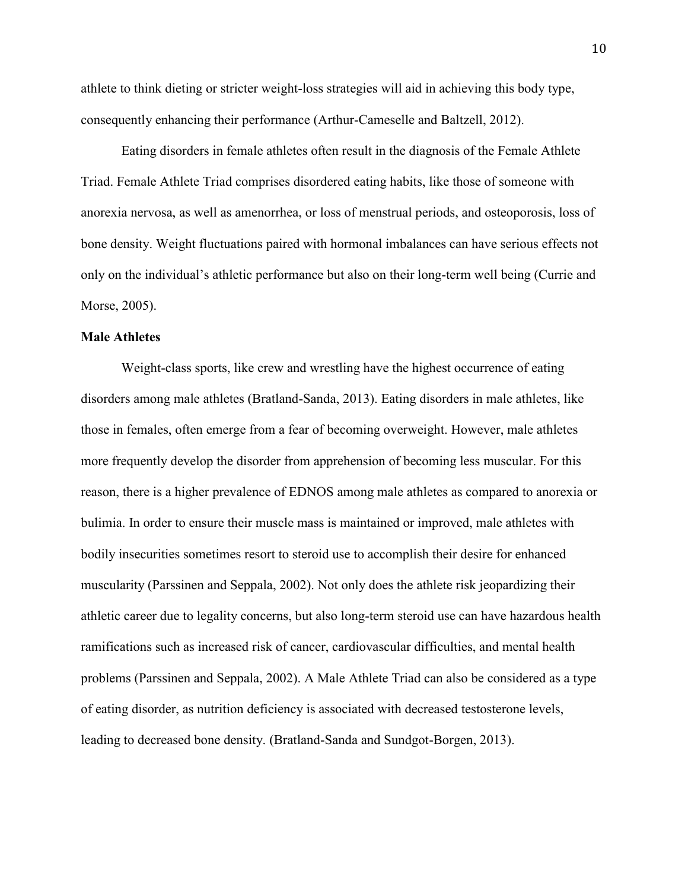athlete to think dieting or stricter weight-loss strategies will aid in achieving this body type, consequently enhancing their performance (Arthur-Cameselle and Baltzell, 2012).

Eating disorders in female athletes often result in the diagnosis of the Female Athlete Triad. Female Athlete Triad comprises disordered eating habits, like those of someone with anorexia nervosa, as well as amenorrhea, or loss of menstrual periods, and osteoporosis, loss of bone density. Weight fluctuations paired with hormonal imbalances can have serious effects not only on the individual's athletic performance but also on their long-term well being (Currie and Morse, 2005).

**Male Athletes**

Weight-class sports, like crew and wrestling have the highest occurrence of eating disorders among male athletes (Bratland-Sanda, 2013). Eating disorders in male athletes, like those in females, often emerge from a fear of becoming overweight. However, male athletes more frequently develop the disorder from apprehension of becoming less muscular. For this reason, there is a higher prevalence of EDNOS among male athletes as compared to anorexia or bulimia. In order to ensure their muscle mass is maintained or improved, male athletes with bodily insecurities sometimes resort to steroid use to accomplish their desire for enhanced muscularity (Parssinen and Seppala, 2002). Not only does the athlete risk jeopardizing their athletic career due to legality concerns, but also long-term steroid use can have hazardous health ramifications such as increased risk of cancer, cardiovascular difficulties, and mental health problems (Parssinen and Seppala, 2002). A Male Athlete Triad can also be considered as a type of eating disorder, as nutrition deficiency is associated with decreased testosterone levels, leading to decreased bone density. (Bratland-Sanda and Sundgot-Borgen, 2013).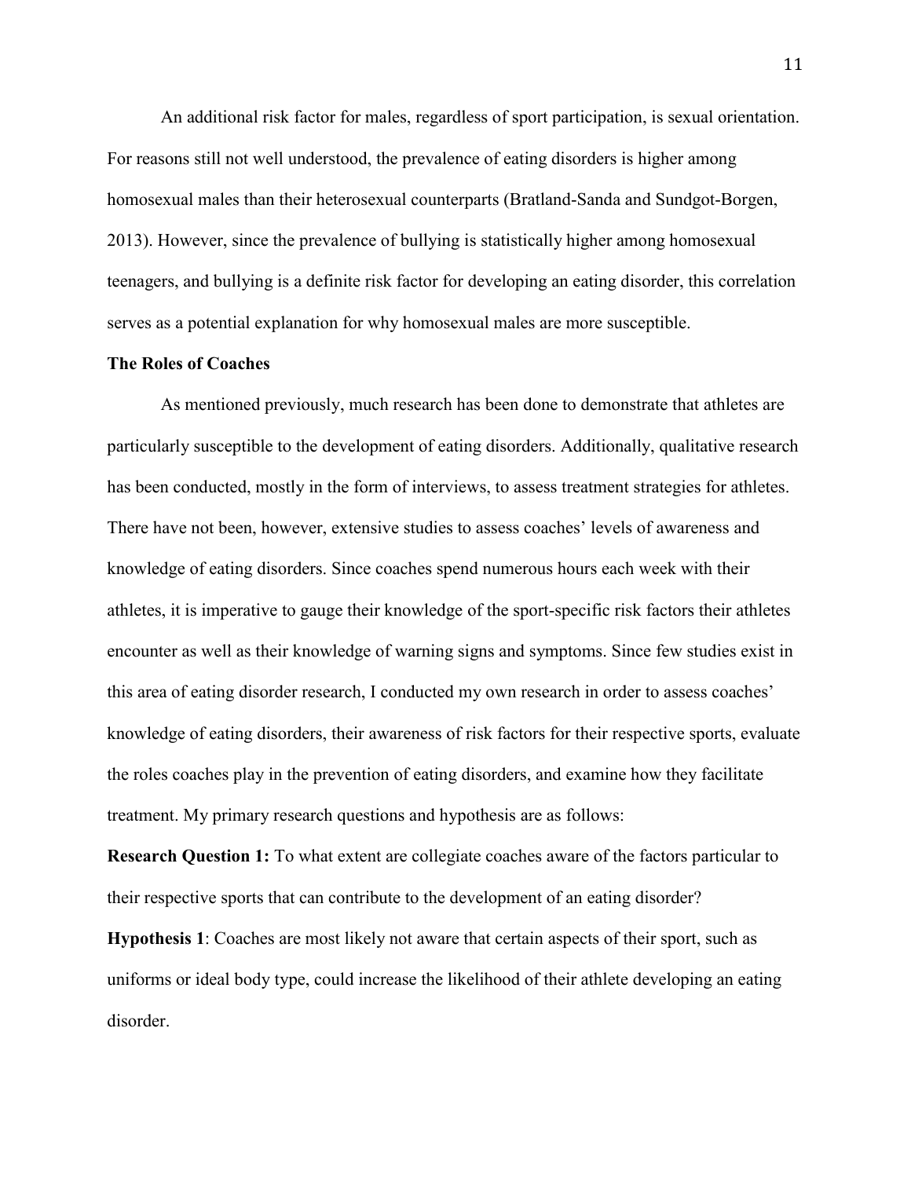An additional risk factor for males, regardless of sport participation, is sexual orientation. For reasons still not well understood, the prevalence of eating disorders is higher among homosexual males than their heterosexual counterparts (Bratland-Sanda and Sundgot-Borgen, 2013). However, since the prevalence of bullying is statistically higher among homosexual teenagers, and bullying is a definite risk factor for developing an eating disorder, this correlation serves as a potential explanation for why homosexual males are more susceptible.

**The Roles of Coaches**

As mentioned previously, much research has been done to demonstrate that athletes are particularly susceptible to the development of eating disorders. Additionally, qualitative research has been conducted, mostly in the form of interviews, to assess treatment strategies for athletes. There have not been, however, extensive studies to assess coaches' levels of awareness and knowledge of eating disorders. Since coaches spend numerous hours each week with their athletes, it is imperative to gauge their knowledge of the sport-specific risk factors their athletes encounter as well as their knowledge of warning signs and symptoms. Since few studies exist in this area of eating disorder research, I conducted my own research in order to assess coaches' knowledge of eating disorders, their awareness of risk factors for their respective sports, evaluate the roles coaches play in the prevention of eating disorders, and examine how they facilitate treatment. My primary research questions and hypothesis are as follows:

**Research Question 1:** To what extent are collegiate coaches aware of the factors particular to their respective sports that can contribute to the development of an eating disorder?

**Hypothesis 1**: Coaches are most likely not aware that certain aspects of their sport, such as uniforms or ideal body type, could increase the likelihood of their athlete developing an eating disorder.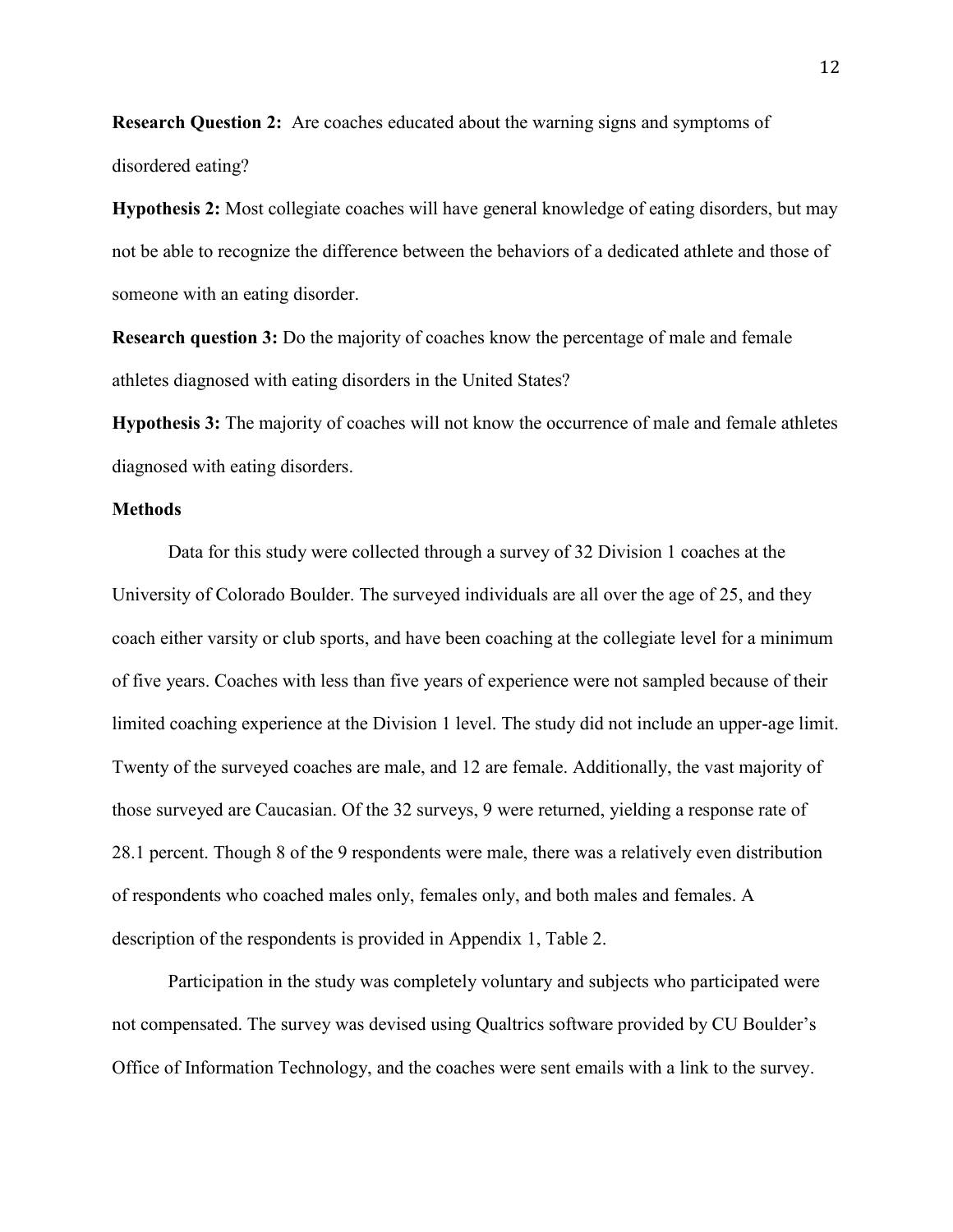**Research Question 2:** Are coaches educated about the warning signs and symptoms of disordered eating?

**Hypothesis 2:** Most collegiate coaches will have general knowledge of eating disorders, but may not be able to recognize the difference between the behaviors of a dedicated athlete and those of someone with an eating disorder.

**Research question 3:** Do the majority of coaches know the percentage of male and female athletes diagnosed with eating disorders in the United States?

**Hypothesis 3:** The majority of coaches will not know the occurrence of male and female athletes diagnosed with eating disorders.

## Methods

Data for this study were collected through a survey of 32 Division 1 coaches at the University of Colorado Boulder. The surveyed individuals are all over the age of 25, and they coach either varsity or club sports, and have been coaching at the collegiate level for a minimum of five years. Coaches with less than five years of experience were not sampled because of their limited coaching experience at the Division 1 level. The study did not include an upper-age limit. Twenty of the surveyed coaches are male, and 12 are female. Additionally, the vast majority of those surveyed are Caucasian. Of the 32 surveys, 9 were returned, yielding a response rate of 28.1 percent. Though 8 of the 9 respondents were male, there was a relatively even distribution of respondents who coached males only, females only, and both males and females. A description of the respondents is provided in Appendix 1, Table 2.

Participation in the study was completely voluntary and subjects who participated were not compensated. The survey was devised using Qualtrics software provided by CU Boulder's Office of Information Technology, and the coaches were sent emails with a link to the survey.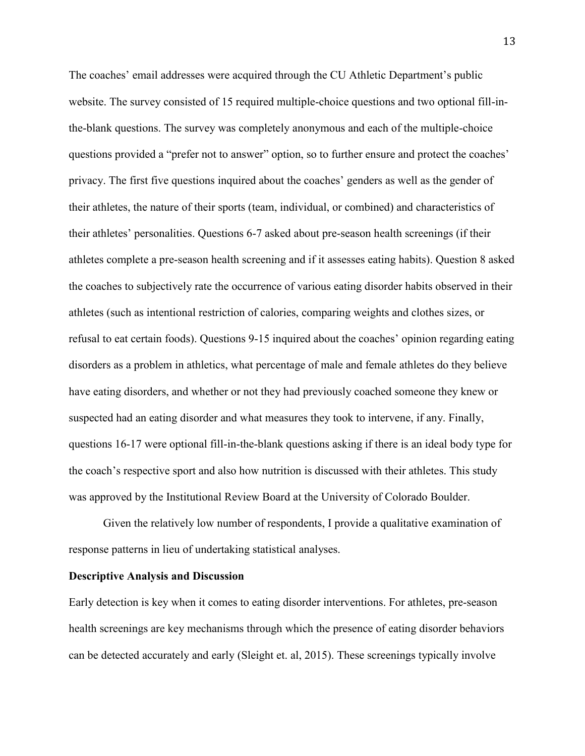The coaches' email addresses were acquired through the CU Athletic Department's public website. The survey consisted of 15 required multiple-choice questions and two optional fill-in-the-blank questions. The survey was completely anonymous and each of the multiple-choice questions provided a "prefer not to answer" option, so to further ensure and protect the coaches' privacy. The first five questions inquired about the coaches' genders as well as the gender of their athletes, the nature of their sports (team, individual, or combined) and characteristics of their athletes' personalities. Questions 6-7 asked about pre-season health screenings (if their athletes complete a pre-season health screening and if it assesses eating habits). Question 8 asked the coaches to subjectively rate the occurrence of various eating disorder habits observed in their athletes (such as intentional restriction of calories, comparing weights and clothes sizes, or refusal to eat certain foods). Questions 9-15 inquired about the coaches' opinion regarding eating disorders as a problem in athletics, what percentage of male and female athletes do they believe have eating disorders, and whether or not they had previously coached someone they knew or suspected had an eating disorder and what measures they took to intervene, if any. Finally, questions 16-17 were optional fill-in-the-blank questions asking if there is an ideal body type for the coach's respective sport and also how nutrition is discussed with their athletes. This study was approved by the Institutional Review Board at the University of Colorado Boulder.

Given the relatively low number of respondents, I provide a qualitative examination of response patterns in lieu of undertaking statistical analyses.

**Descriptive Analysis and Discussion**

Early detection is key when it comes to eating disorder interventions. For athletes, pre-season health screenings are key mechanisms through which the presence of eating disorder behaviors can be detected accurately and early (Sleight et. al, 2015). These screenings typically involve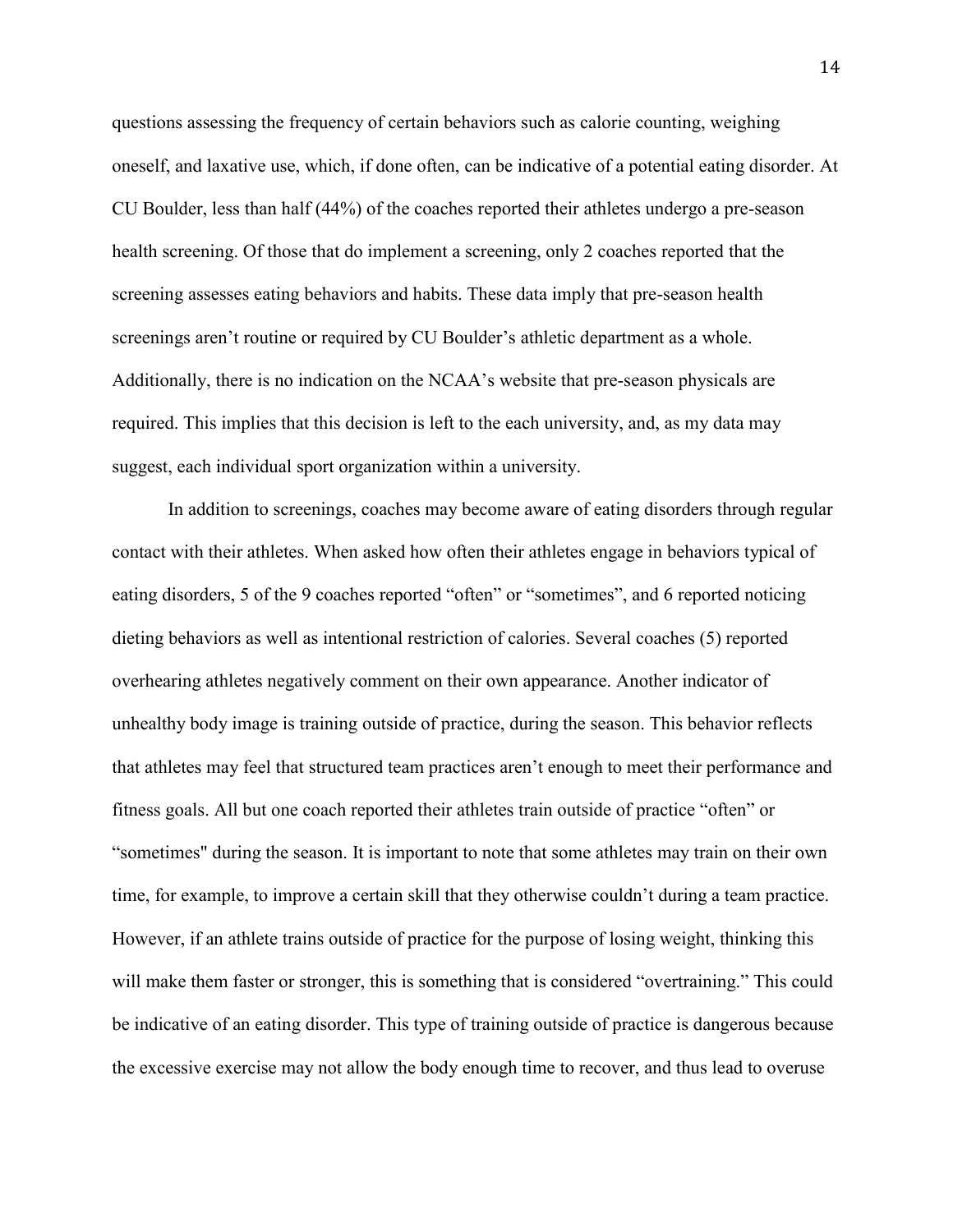questions assessing the frequency of certain behaviors such as calorie counting, weighing oneself, and laxative use, which, if done often, can be indicative of a potential eating disorder. At CU Boulder, less than half (44%) of the coaches reported their athletes undergo a pre-season health screening. Of those that do implement a screening, only 2 coaches reported that the screening assesses eating behaviors and habits. These data imply that pre-season health screenings aren't routine or required by CU Boulder's athletic department as a whole. Additionally, there is no indication on the NCAA's website that pre-season physicals are required. This implies that this decision is left to the each university, and, as my data may suggest, each individual sport organization within a university.

In addition to screenings, coaches may become aware of eating disorders through regular contact with their athletes. When asked how often their athletes engage in behaviors typical of eating disorders, 5 of the 9 coaches reported "often" or "sometimes", and 6 reported noticing dieting behaviors as well as intentional restriction of calories. Several coaches (5) reported overhearing athletes negatively comment on their own appearance. Another indicator of unhealthy body image is training outside of practice, during the season. This behavior reflects that athletes may feel that structured team practices aren't enough to meet their performance and fitness goals. All but one coach reported their athletes train outside of practice "often" or "sometimes" during the season. It is important to note that some athletes may train on their own time, for example, to improve a certain skill that they otherwise couldn't during a team practice. However, if an athlete trains outside of practice for the purpose of losing weight, thinking this will make them faster or stronger, this is something that is considered "overtraining." This could be indicative of an eating disorder. This type of training outside of practice is dangerous because the excessive exercise may not allow the body enough time to recover, and thus lead to overuse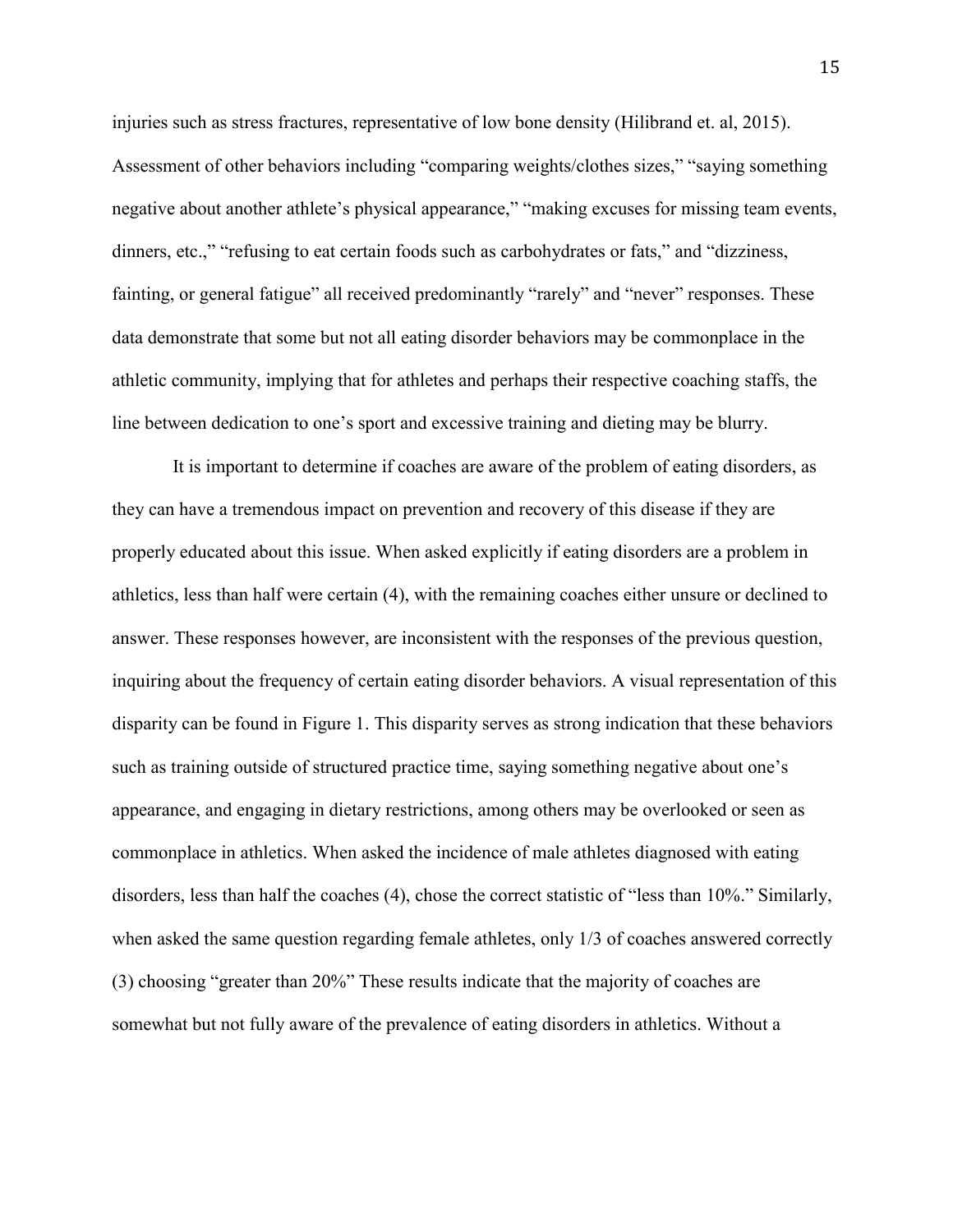injuries such as stress fractures, representative of low bone density (Hilibrand et. al, 2015). Assessment of other behaviors including "comparing weights/clothes sizes," "saying something negative about another athlete's physical appearance," "making excuses for missing team events, dinners, etc.," "refusing to eat certain foods such as carbohydrates or fats," and "dizziness, fainting, or general fatigue" all received predominantly "rarely" and "never" responses. These data demonstrate that some but not all eating disorder behaviors may be commonplace in the athletic community, implying that for athletes and perhaps their respective coaching staffs, the line between dedication to one's sport and excessive training and dieting may be blurry.

It is important to determine if coaches are aware of the problem of eating disorders, as they can have a tremendous impact on prevention and recovery of this disease if they are properly educated about this issue. When asked explicitly if eating disorders are a problem in athletics, less than half were certain (4), with the remaining coaches either unsure or declined to answer. These responses however, are inconsistent with the responses of the previous question, inquiring about the frequency of certain eating disorder behaviors. A visual representation of this disparity can be found in Figure 1. This disparity serves as strong indication that these behaviors such as training outside of structured practice time, saying something negative about one's appearance, and engaging in dietary restrictions, among others may be overlooked or seen as commonplace in athletics. When asked the incidence of male athletes diagnosed with eating disorders, less than half the coaches (4), chose the correct statistic of "less than 10%." Similarly, when asked the same question regarding female athletes, only 1/3 of coaches answered correctly (3) choosing "greater than 20%" These results indicate that the majority of coaches are somewhat but not fully aware of the prevalence of eating disorders in athletics. Without a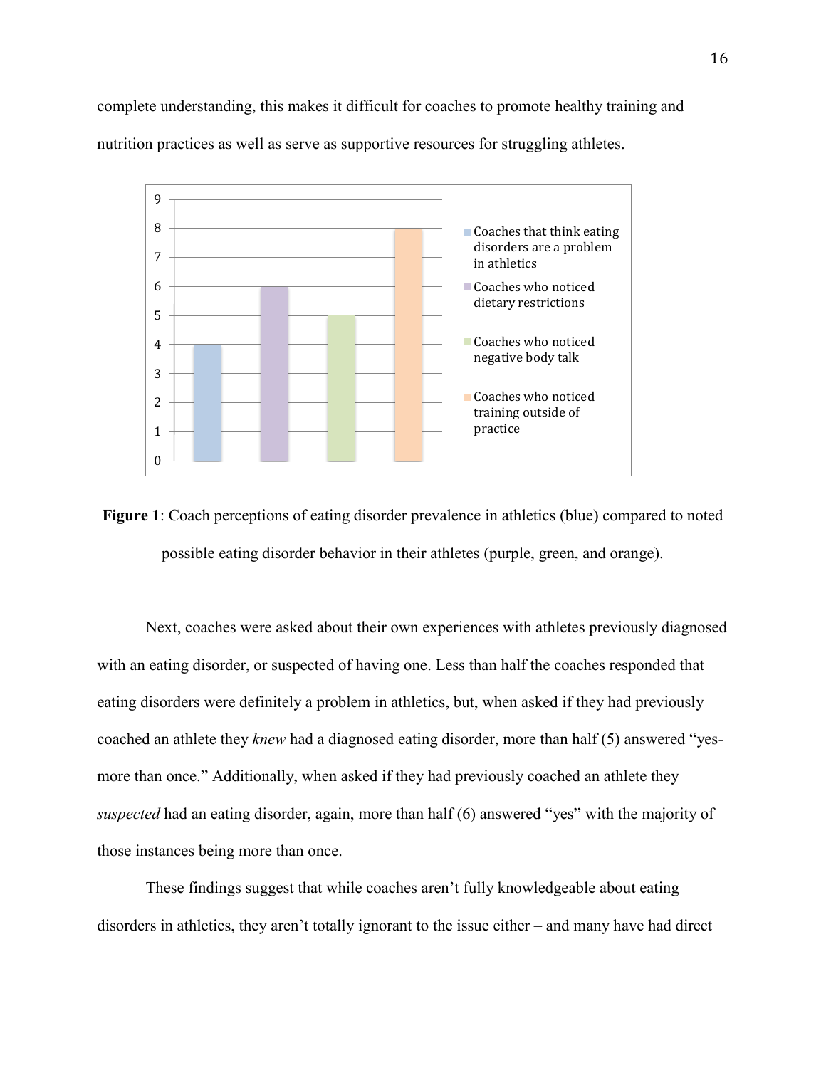complete understanding, this makes it difficult for coaches to promote healthy training and nutrition practices as well as serve as supportive resources for struggling athletes.

**Figure 1**: Coach perceptions of eating disorder prevalence in athletics (blue) compared to noted possible eating disorder behavior in their athletes (purple, green, and orange).

Next, coaches were asked about their own experiences with athletes previously diagnosed with an eating disorder, or suspected of having one. Less than half the coaches responded that eating disorders were definitely a problem in athletics, but, when asked if they had previously coached an athlete they *knew* had a diagnosed eating disorder, more than half (5) answered "yes-more than once." Additionally, when asked if they had previously coached an athlete they *suspected* had an eating disorder, again, more than half (6) answered "yes" with the majority of those instances being more than once.

These findings suggest that while coaches aren't fully knowledgeable about eating disorders in athletics, they aren't totally ignorant to the issue either – and many have had direct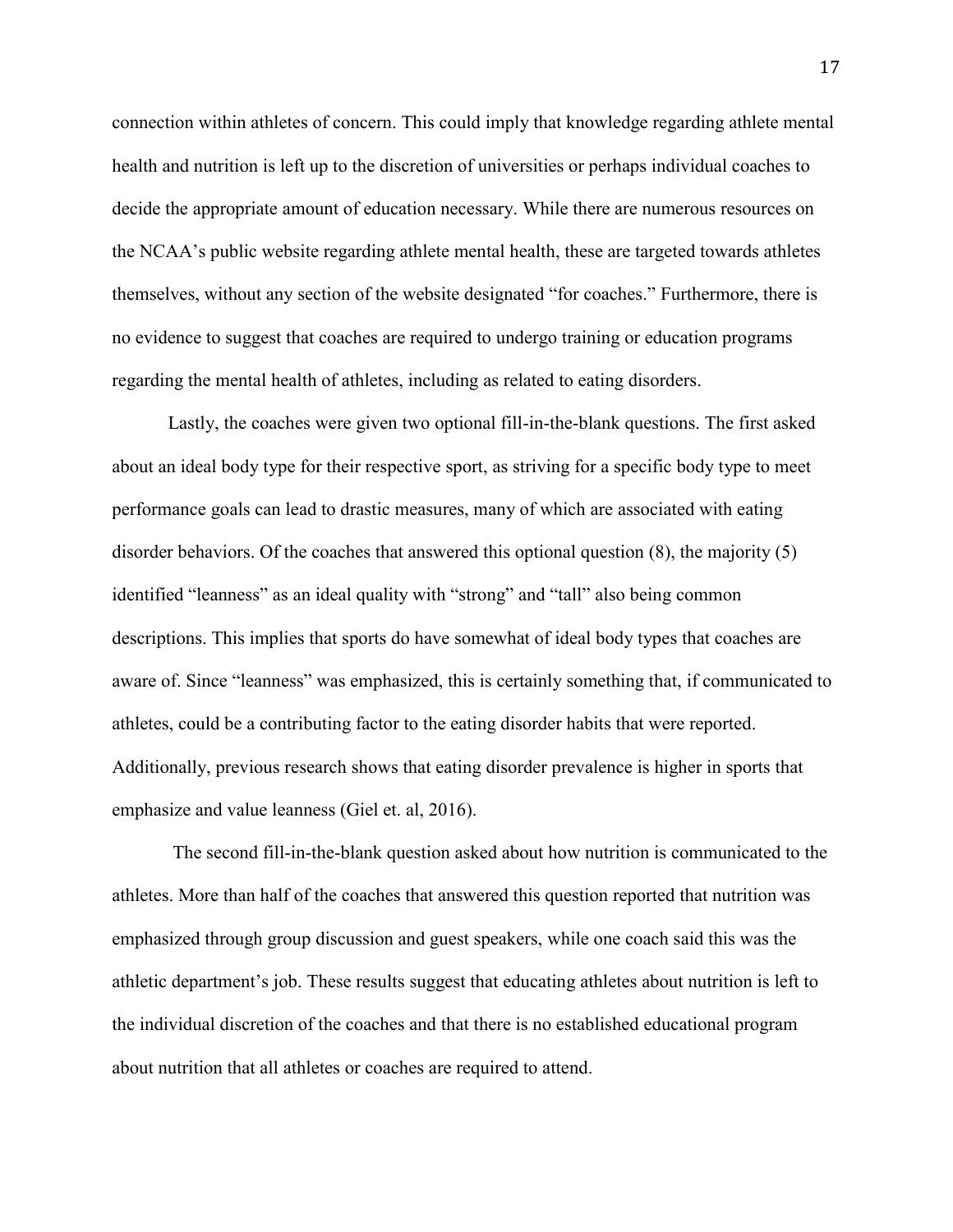connection within athletes of concern. This could imply that knowledge regarding athlete mental health and nutrition is left up to the discretion of universities or perhaps individual coaches to decide the appropriate amount of education necessary. While there are numerous resources on the NCAA's public website regarding athlete mental health, these are targeted towards athletes themselves, without any section of the website designated "for coaches." Furthermore, there is no evidence to suggest that coaches are required to undergo training or education programs regarding the mental health of athletes, including as related to eating disorders.

Lastly, the coaches were given two optional fill-in-the-blank questions. The first asked about an ideal body type for their respective sport, as striving for a specific body type to meet performance goals can lead to drastic measures, many of which are associated with eating disorder behaviors. Of the coaches that answered this optional question (8), the majority (5) identified "leanness" as an ideal quality with "strong" and "tall" also being common descriptions. This implies that sports do have somewhat of ideal body types that coaches are aware of. Since "leanness" was emphasized, this is certainly something that, if communicated to athletes, could be a contributing factor to the eating disorder habits that were reported. Additionally, previous research shows that eating disorder prevalence is higher in sports that emphasize and value leanness (Giel et. al, 2016).

The second fill-in-the-blank question asked about how nutrition is communicated to the athletes. More than half of the coaches that answered this question reported that nutrition was emphasized through group discussion and guest speakers, while one coach said this was the athletic department's job. These results suggest that educating athletes about nutrition is left to the individual discretion of the coaches and that there is no established educational program about nutrition that all athletes or coaches are required to attend.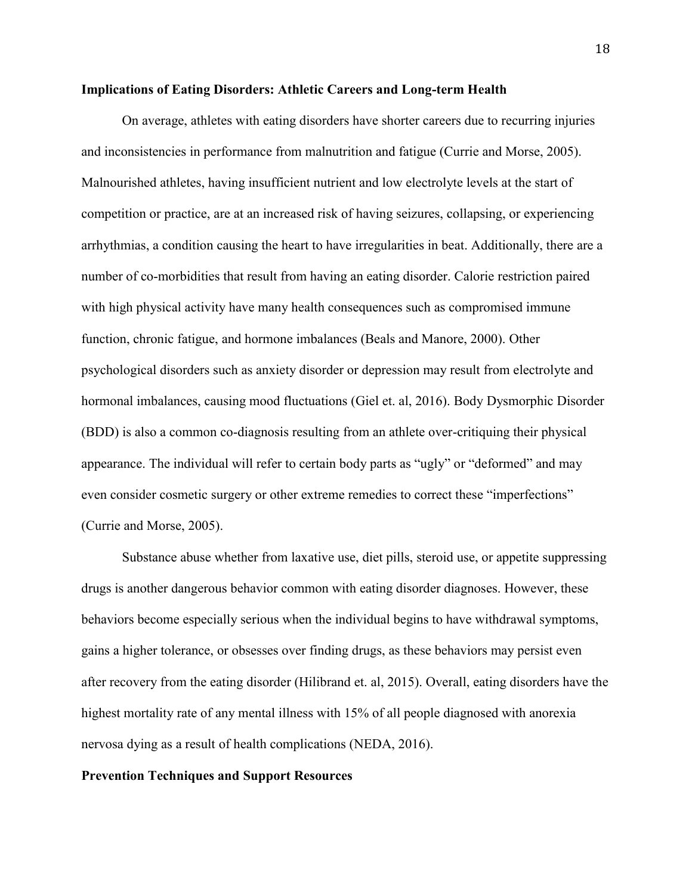**Implications of Eating Disorders: Athletic Careers and Long-term Health**

On average, athletes with eating disorders have shorter careers due to recurring injuries and inconsistencies in performance from malnutrition and fatigue (Currie and Morse, 2005). Malnourished athletes, having insufficient nutrient and low electrolyte levels at the start of competition or practice, are at an increased risk of having seizures, collapsing, or experiencing arrhythmias, a condition causing the heart to have irregularities in beat. Additionally, there are a number of co-morbidities that result from having an eating disorder. Calorie restriction paired with high physical activity have many health consequences such as compromised immune function, chronic fatigue, and hormone imbalances (Beals and Manore, 2000). Other psychological disorders such as anxiety disorder or depression may result from electrolyte and hormonal imbalances, causing mood fluctuations (Giel et. al, 2016). Body Dysmorphic Disorder (BDD) is also a common co-diagnosis resulting from an athlete over-critiquing their physical appearance. The individual will refer to certain body parts as "ugly" or "deformed" and may even consider cosmetic surgery or other extreme remedies to correct these "imperfections" (Currie and Morse, 2005).

Substance abuse whether from laxative use, diet pills, steroid use, or appetite suppressing drugs is another dangerous behavior common with eating disorder diagnoses. However, these behaviors become especially serious when the individual begins to have withdrawal symptoms, gains a higher tolerance, or obsesses over finding drugs, as these behaviors may persist even after recovery from the eating disorder (Hilibrand et. al, 2015). Overall, eating disorders have the highest mortality rate of any mental illness with 15% of all people diagnosed with anorexia nervosa dying as a result of health complications (NEDA, 2016).

**Prevention Techniques and Support Resources**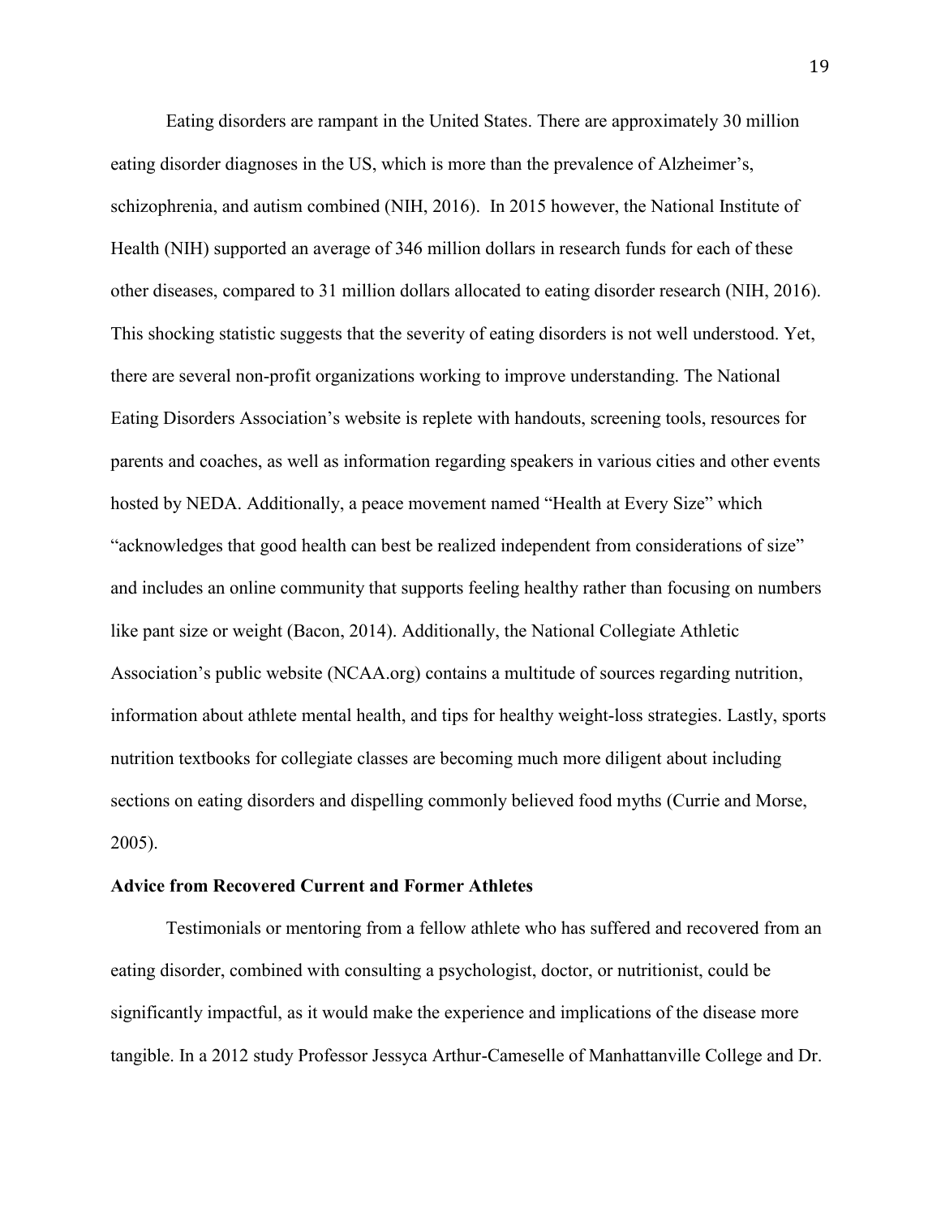Eating disorders are rampant in the United States. There are approximately 30 million eating disorder diagnoses in the US, which is more than the prevalence of Alzheimer's, schizophrenia, and autism combined (NIH, 2016). In 2015 however, the National Institute of Health (NIH) supported an average of 346 million dollars in research funds for each of these other diseases, compared to 31 million dollars allocated to eating disorder research (NIH, 2016). This shocking statistic suggests that the severity of eating disorders is not well understood. Yet, there are several non-profit organizations working to improve understanding. The National Eating Disorders Association's website is replete with handouts, screening tools, resources for parents and coaches, as well as information regarding speakers in various cities and other events hosted by NEDA. Additionally, a peace movement named "Health at Every Size" which "acknowledges that good health can best be realized independent from considerations of size" and includes an online community that supports feeling healthy rather than focusing on numbers like pant size or weight (Bacon, 2014). Additionally, the National Collegiate Athletic Association's public website (NCAA.org) contains a multitude of sources regarding nutrition, information about athlete mental health, and tips for healthy weight-loss strategies. Lastly, sports nutrition textbooks for collegiate classes are becoming much more diligent about including sections on eating disorders and dispelling commonly believed food myths (Currie and Morse, 2005).

**Advice from Recovered Current and Former Athletes**

Testimonials or mentoring from a fellow athlete who has suffered and recovered from an eating disorder, combined with consulting a psychologist, doctor, or nutritionist, could be significantly impactful, as it would make the experience and implications of the disease more tangible. In a 2012 study Professor Jessyca Arthur-Cameselle of Manhattanville College and Dr.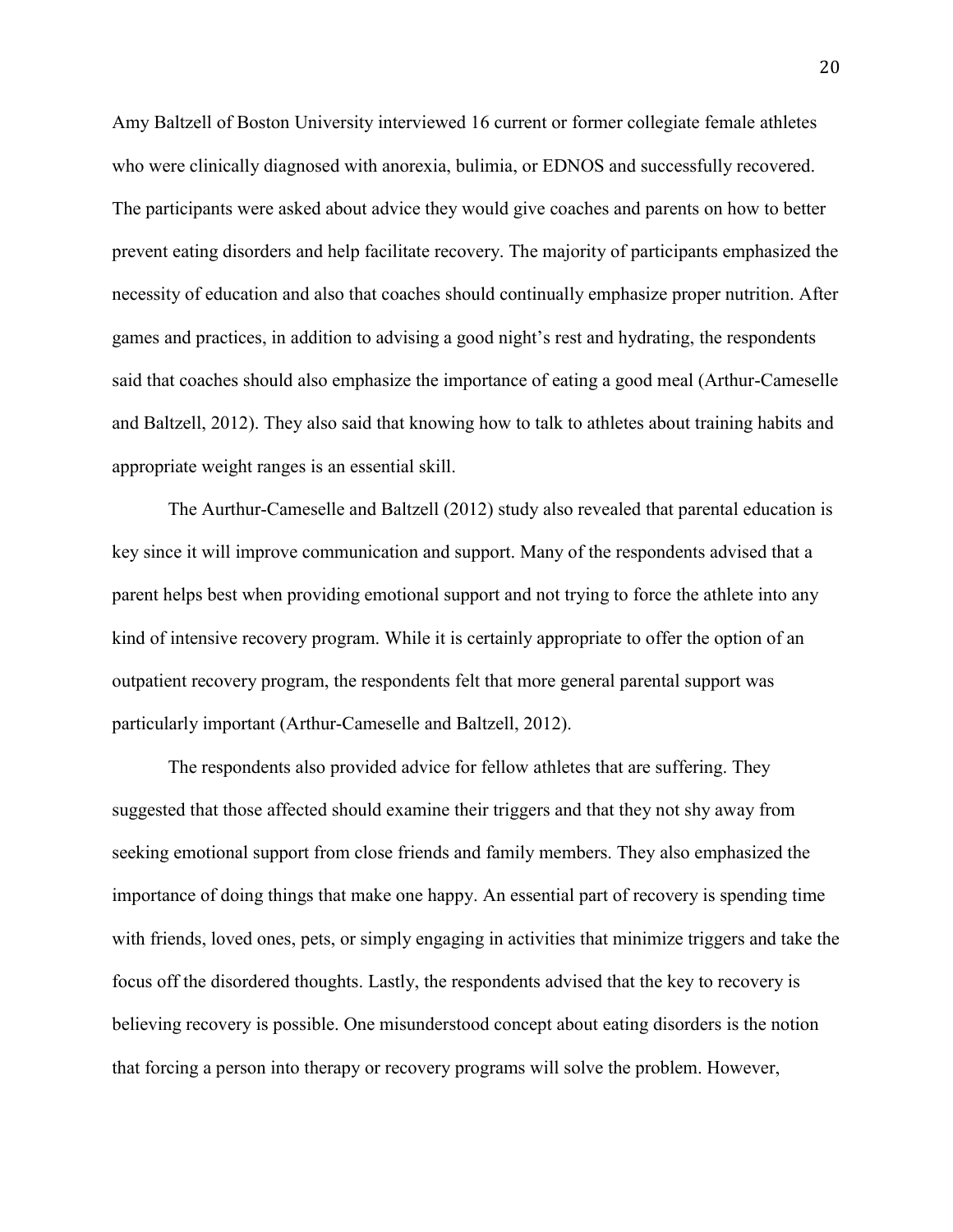Amy Baltzell of Boston University interviewed 16 current or former collegiate female athletes who were clinically diagnosed with anorexia, bulimia, or EDNOS and successfully recovered. The participants were asked about advice they would give coaches and parents on how to better prevent eating disorders and help facilitate recovery. The majority of participants emphasized the necessity of education and also that coaches should continually emphasize proper nutrition. After games and practices, in addition to advising a good night's rest and hydrating, the respondents said that coaches should also emphasize the importance of eating a good meal (Arthur-Cameselle and Baltzell, 2012). They also said that knowing how to talk to athletes about training habits and appropriate weight ranges is an essential skill.

The Aurthur-Cameselle and Baltzell (2012) study also revealed that parental education is key since it will improve communication and support. Many of the respondents advised that a parent helps best when providing emotional support and not trying to force the athlete into any kind of intensive recovery program. While it is certainly appropriate to offer the option of an outpatient recovery program, the respondents felt that more general parental support was particularly important (Arthur-Cameselle and Baltzell, 2012).

The respondents also provided advice for fellow athletes that are suffering. They suggested that those affected should examine their triggers and that they not shy away from seeking emotional support from close friends and family members. They also emphasized the importance of doing things that make one happy. An essential part of recovery is spending time with friends, loved ones, pets, or simply engaging in activities that minimize triggers and take the focus off the disordered thoughts. Lastly, the respondents advised that the key to recovery is believing recovery is possible. One misunderstood concept about eating disorders is the notion that forcing a person into therapy or recovery programs will solve the problem. However,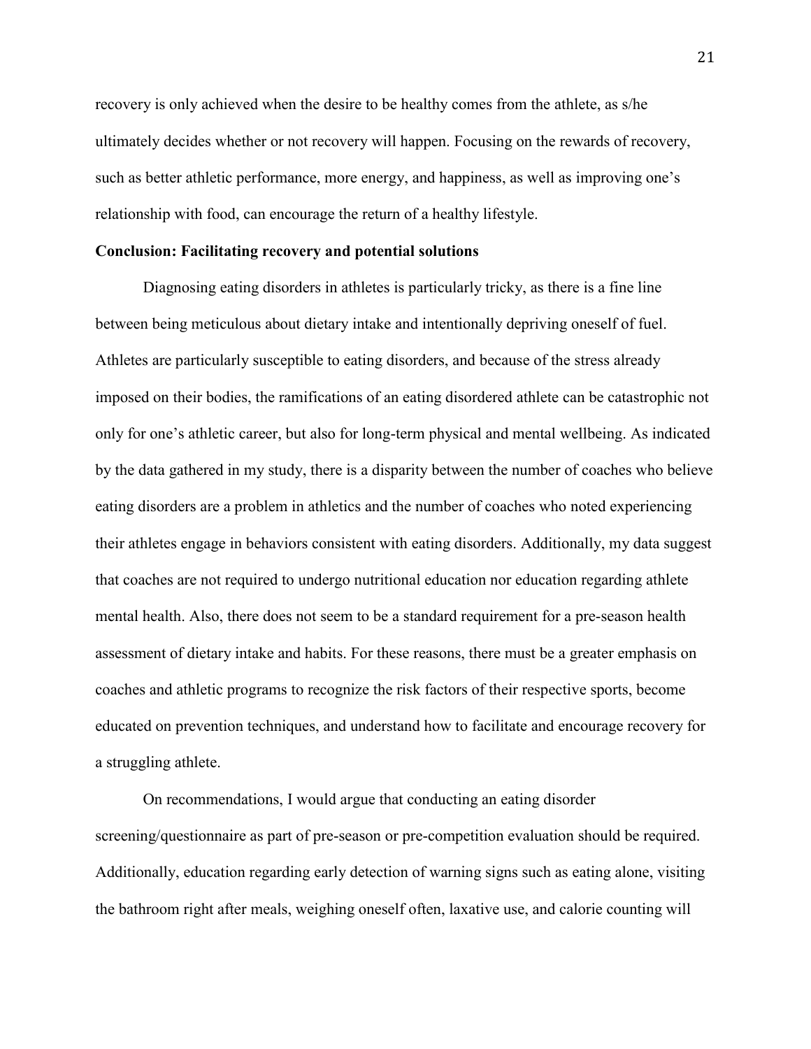recovery is only achieved when the desire to be healthy comes from the athlete, as s/he ultimately decides whether or not recovery will happen. Focusing on the rewards of recovery, such as better athletic performance, more energy, and happiness, as well as improving one's relationship with food, can encourage the return of a healthy lifestyle.

**Conclusion: Facilitating recovery and potential solutions**

Diagnosing eating disorders in athletes is particularly tricky, as there is a fine line between being meticulous about dietary intake and intentionally depriving oneself of fuel. Athletes are particularly susceptible to eating disorders, and because of the stress already imposed on their bodies, the ramifications of an eating disordered athlete can be catastrophic not only for one's athletic career, but also for long-term physical and mental wellbeing. As indicated by the data gathered in my study, there is a disparity between the number of coaches who believe eating disorders are a problem in athletics and the number of coaches who noted experiencing their athletes engage in behaviors consistent with eating disorders. Additionally, my data suggest that coaches are not required to undergo nutritional education nor education regarding athlete mental health. Also, there does not seem to be a standard requirement for a pre-season health assessment of dietary intake and habits. For these reasons, there must be a greater emphasis on coaches and athletic programs to recognize the risk factors of their respective sports, become educated on prevention techniques, and understand how to facilitate and encourage recovery for a struggling athlete.

On recommendations, I would argue that conducting an eating disorder screening/questionnaire as part of pre-season or pre-competition evaluation should be required. Additionally, education regarding early detection of warning signs such as eating alone, visiting the bathroom right after meals, weighing oneself often, laxative use, and calorie counting will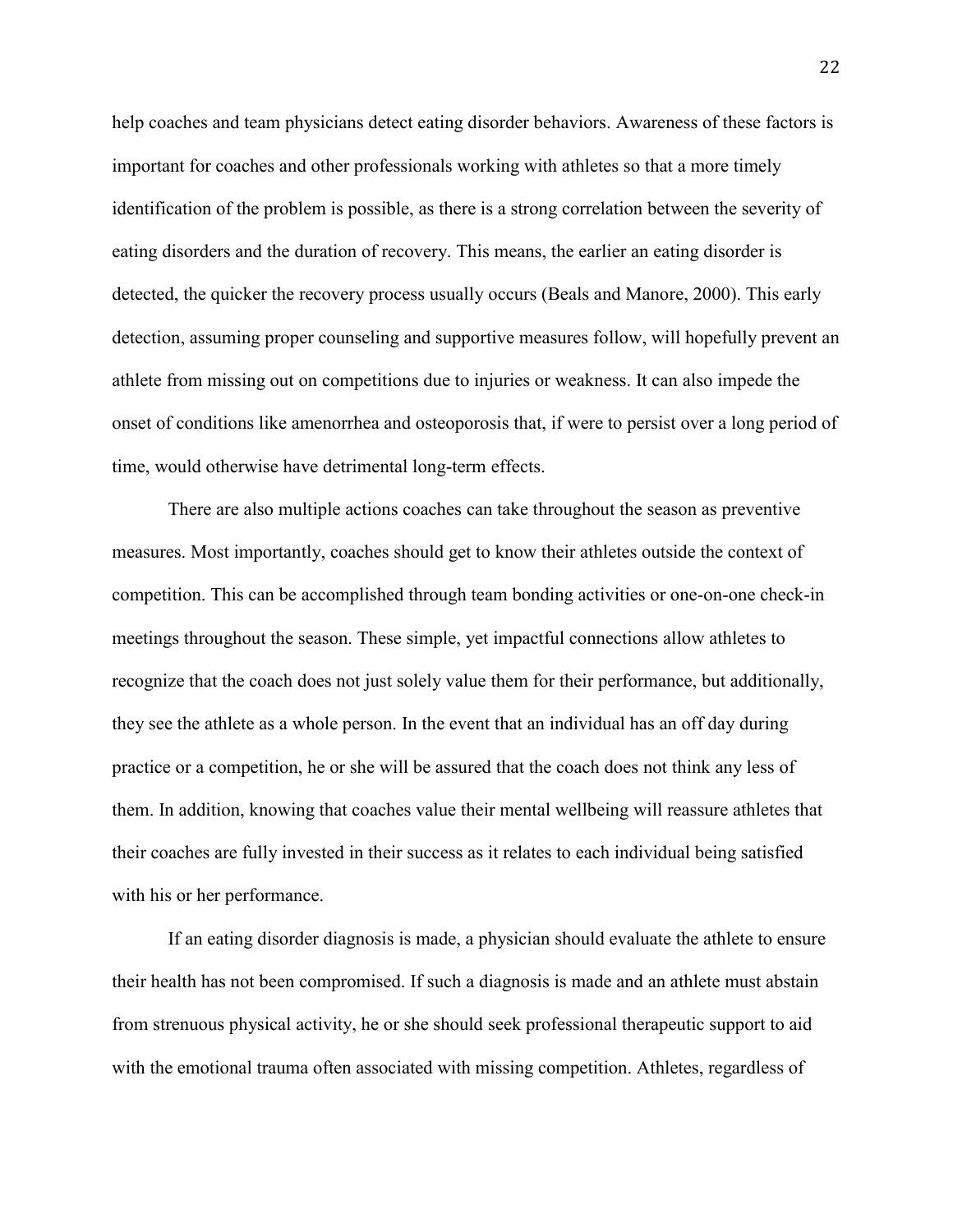help coaches and team physicians detect eating disorder behaviors. Awareness of these factors is important for coaches and other professionals working with athletes so that a more timely identification of the problem is possible, as there is a strong correlation between the severity of eating disorders and the duration of recovery. This means, the earlier an eating disorder is detected, the quicker the recovery process usually occurs (Beals and Manore, 2000). This early detection, assuming proper counseling and supportive measures follow, will hopefully prevent an athlete from missing out on competitions due to injuries or weakness. It can also impede the onset of conditions like amenorrhea and osteoporosis that, if were to persist over a long period of time, would otherwise have detrimental long-term effects.

There are also multiple actions coaches can take throughout the season as preventive measures. Most importantly, coaches should get to know their athletes outside the context of competition. This can be accomplished through team bonding activities or one-on-one check-in meetings throughout the season. These simple, yet impactful connections allow athletes to recognize that the coach does not just solely value them for their performance, but additionally, they see the athlete as a whole person. In the event that an individual has an off day during practice or a competition, he or she will be assured that the coach does not think any less of them. In addition, knowing that coaches value their mental wellbeing will reassure athletes that their coaches are fully invested in their success as it relates to each individual being satisfied with his or her performance.

If an eating disorder diagnosis is made, a physician should evaluate the athlete to ensure their health has not been compromised. If such a diagnosis is made and an athlete must abstain from strenuous physical activity, he or she should seek professional therapeutic support to aid with the emotional trauma often associated with missing competition. Athletes, regardless of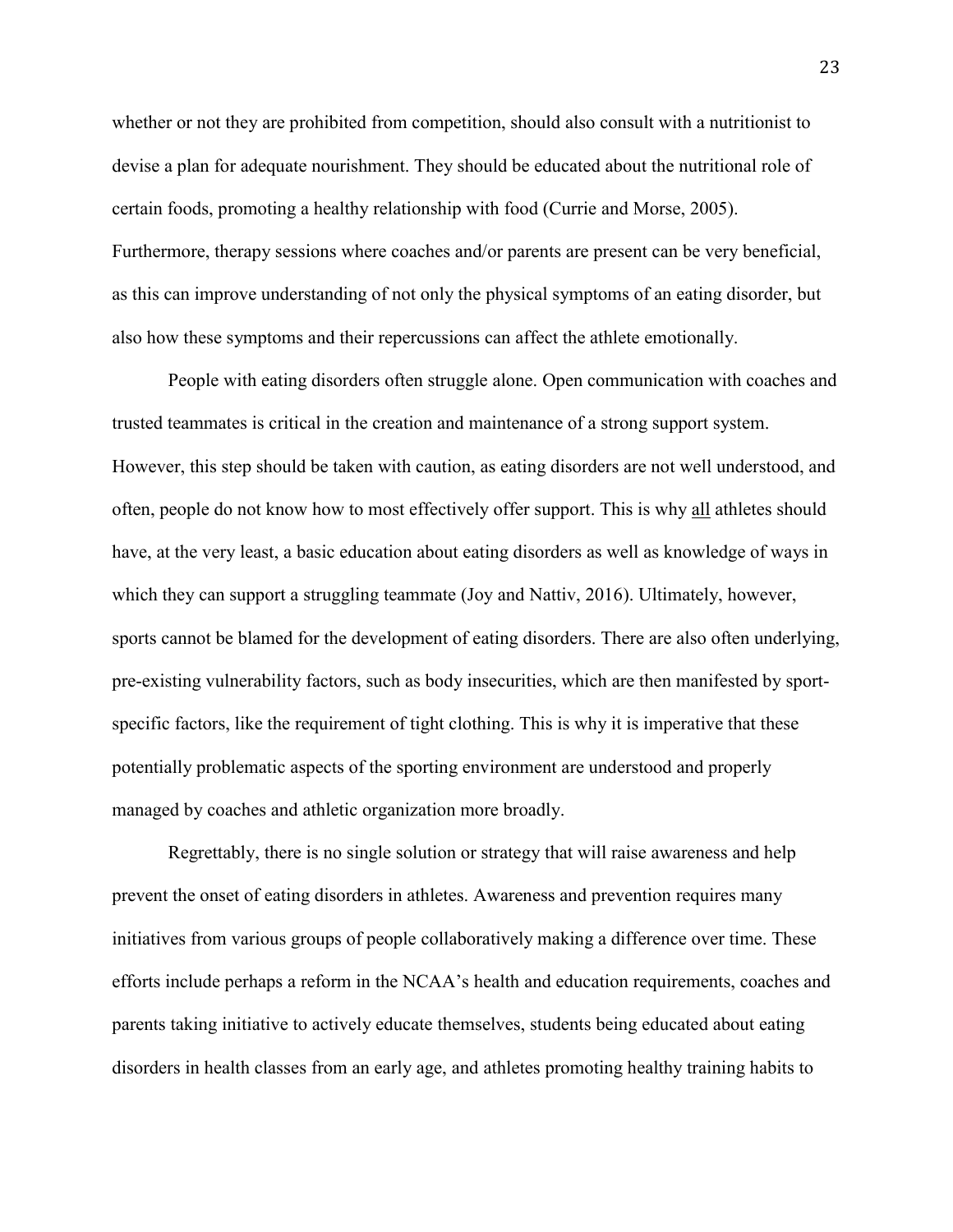whether or not they are prohibited from competition, should also consult with a nutritionist to devise a plan for adequate nourishment. They should be educated about the nutritional role of certain foods, promoting a healthy relationship with food (Currie and Morse, 2005). Furthermore, therapy sessions where coaches and/or parents are present can be very beneficial, as this can improve understanding of not only the physical symptoms of an eating disorder, but also how these symptoms and their repercussions can affect the athlete emotionally.

People with eating disorders often struggle alone. Open communication with coaches and trusted teammates is critical in the creation and maintenance of a strong support system. However, this step should be taken with caution, as eating disorders are not well understood, and often, people do not know how to most effectively offer support. This is why <u>all</u> athletes should have, at the very least, a basic education about eating disorders as well as knowledge of ways in which they can support a struggling teammate (Joy and Nattiv, 2016). Ultimately, however, sports cannot be blamed for the development of eating disorders. There are also often underlying, pre-existing vulnerability factors, such as body insecurities, which are then manifested by sport-specific factors, like the requirement of tight clothing. This is why it is imperative that these potentially problematic aspects of the sporting environment are understood and properly managed by coaches and athletic organization more broadly.

Regrettably, there is no single solution or strategy that will raise awareness and help prevent the onset of eating disorders in athletes. Awareness and prevention requires many initiatives from various groups of people collaboratively making a difference over time. These efforts include perhaps a reform in the NCAA's health and education requirements, coaches and parents taking initiative to actively educate themselves, students being educated about eating disorders in health classes from an early age, and athletes promoting healthy training habits to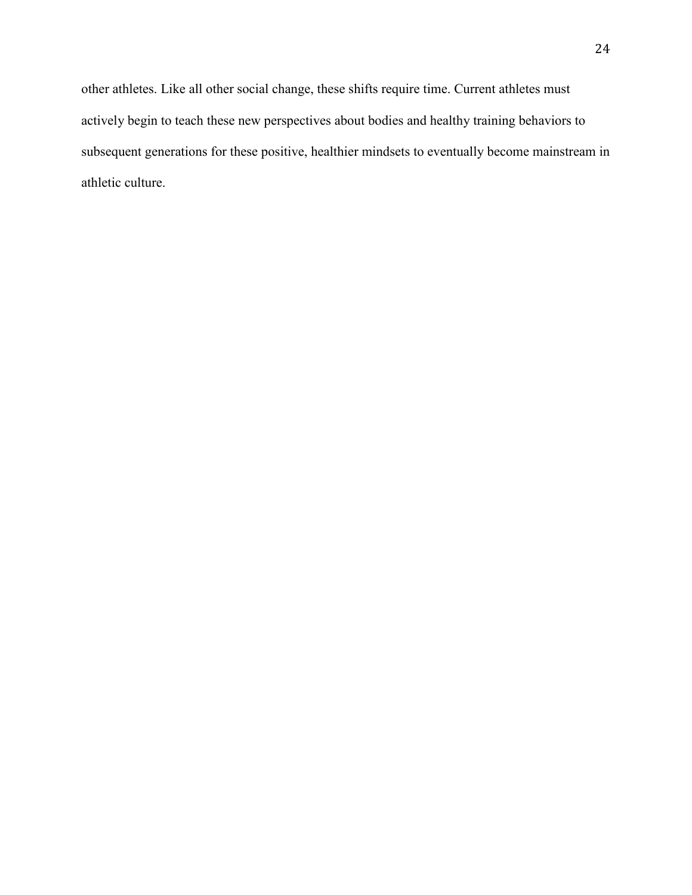other athletes. Like all other social change, these shifts require time. Current athletes must actively begin to teach these new perspectives about bodies and healthy training behaviors to subsequent generations for these positive, healthier mindsets to eventually become mainstream in athletic culture.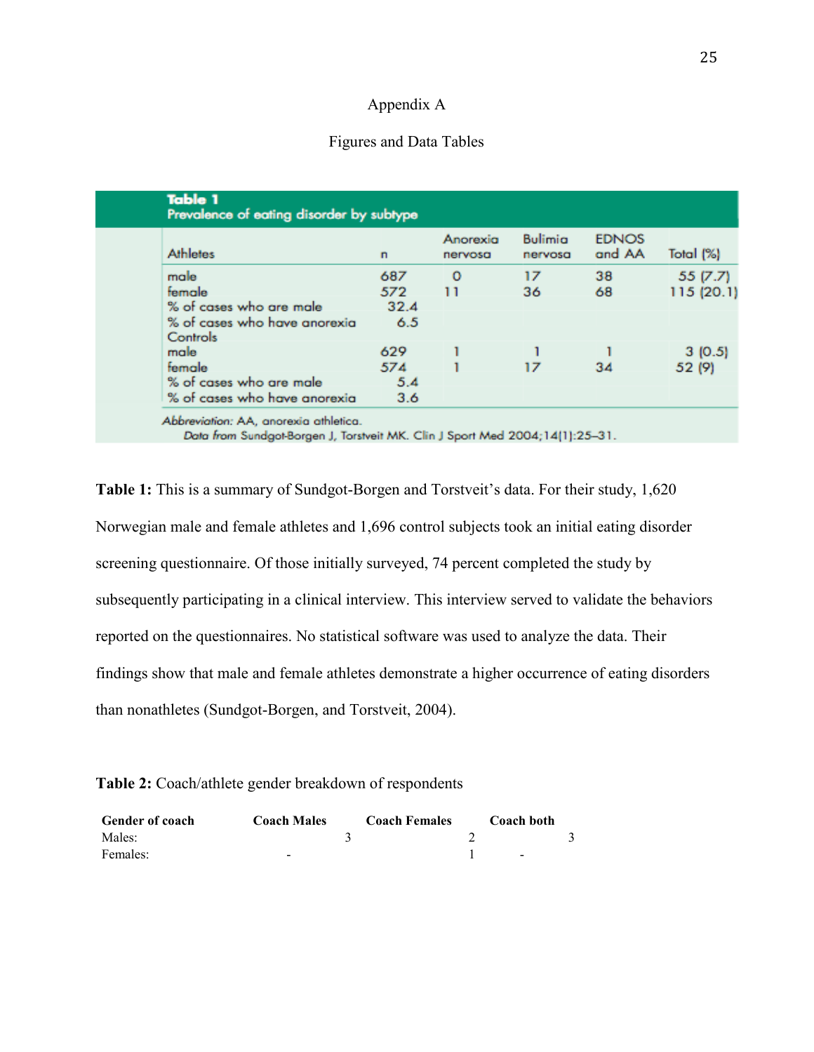Appendix A

Figures and Data Tables

**Table 1**
**Prevalence of eating disorder by subtype**

| Athletes | n | Anorexia nervosa | Bulimia nervosa | EDNOS and AA | Total (%) |
|---|---|---|---|---|---|
| male | 687 | 0 | 17 | 38 | 55 (7.7) |
| female | 572 | 11 | 36 | 68 | 115 (20.1) |
| % of cases who are male | 32.4 | | | | |
| % of cases who have anorexia | 6.5 | | | | |
| Controls | | | | | |
| male | 629 | 1 | 1 | 1 | 3 (0.5) |
| female | 574 | 1 | 17 | 34 | 52 (9) |
| % of cases who are male | 5.4 | | | | |
| % of cases who have anorexia | 3.6 | | | | |

*Abbreviation:* AA, anorexia athletica.
*Data from* Sundgot-Borgen J, Torstveit MK. Clin J Sport Med 2004;14(1):25–31.

**Table 1:** This is a summary of Sundgot-Borgen and Torstveit's data. For their study, 1,620 Norwegian male and female athletes and 1,696 control subjects took an initial eating disorder screening questionnaire. Of those initially surveyed, 74 percent completed the study by subsequently participating in a clinical interview. This interview served to validate the behaviors reported on the questionnaires. No statistical software was used to analyze the data. Their findings show that male and female athletes demonstrate a higher occurrence of eating disorders than nonathletes (Sundgot-Borgen, and Torstveit, 2004).

**Table 2:** Coach/athlete gender breakdown of respondents

| Gender of coach | Coach Males | Coach Females | Coach both |
|---|---|---|---|
| Males: | 3 | 2 | 3 |
| Females: | - | 1 | - |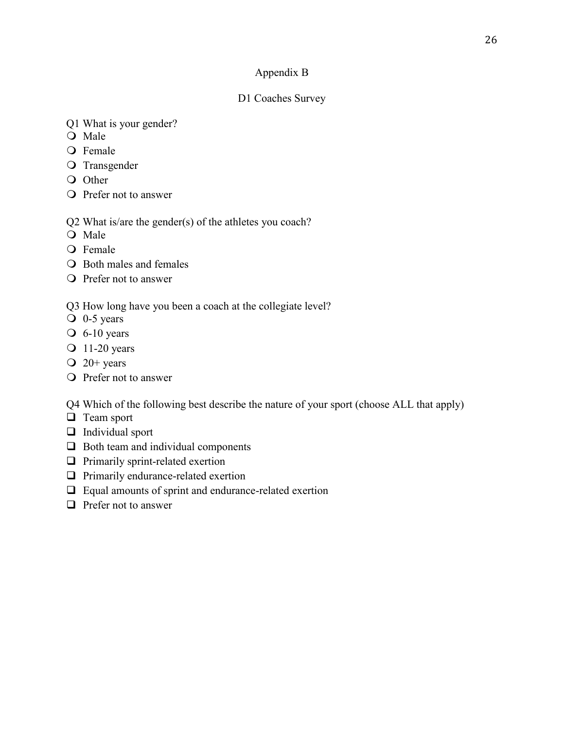# Appendix B

## D1 Coaches Survey

Q1 What is your gender?
- Male
- Female
- Transgender
- Other
- Prefer not to answer

Q2 What is/are the gender(s) of the athletes you coach?
- Male
- Female
- Both males and females
- Prefer not to answer

Q3 How long have you been a coach at the collegiate level?
- 0-5 years
- 6-10 years
- 11-20 years
- 20+ years
- Prefer not to answer

Q4 Which of the following best describe the nature of your sport (choose ALL that apply)
- [ ] Team sport
- [ ] Individual sport
- [ ] Both team and individual components
- [ ] Primarily sprint-related exertion
- [ ] Primarily endurance-related exertion
- [ ] Equal amounts of sprint and endurance-related exertion
- [ ] Prefer not to answer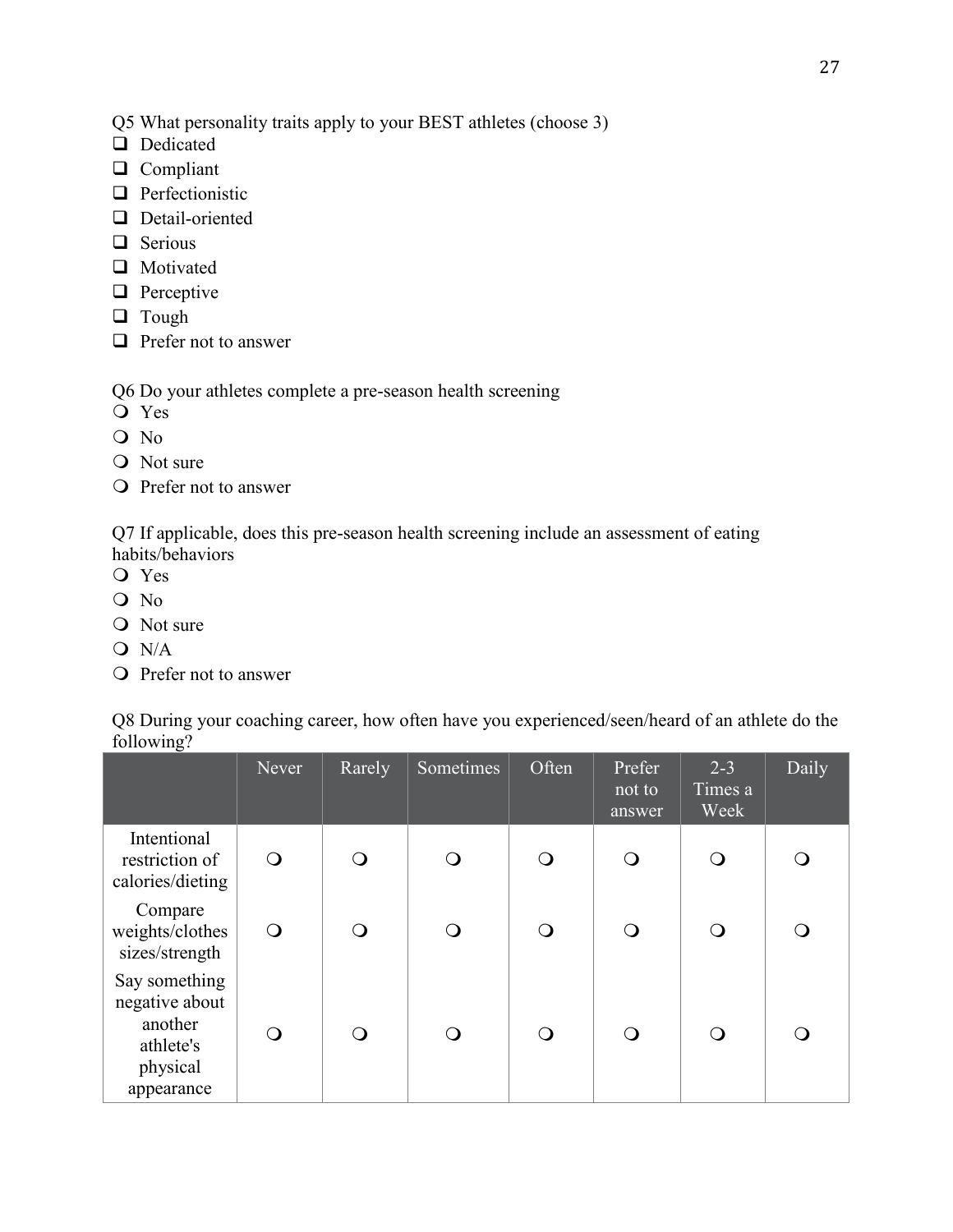Q5 What personality traits apply to your BEST athletes (choose 3)

- ❑ Dedicated
- ❑ Compliant
- ❑ Perfectionistic
- ❑ Detail-oriented
- ❑ Serious
- ❑ Motivated
- ❑ Perceptive
- ❑ Tough
- ❑ Prefer not to answer

Q6 Do your athletes complete a pre-season health screening

- ❍ Yes
- ❍ No
- ❍ Not sure
- ❍ Prefer not to answer

Q7 If applicable, does this pre-season health screening include an assessment of eating habits/behaviors

- ❍ Yes
- ❍ No
- ❍ Not sure
- ❍ N/A
- ❍ Prefer not to answer

Q8 During your coaching career, how often have you experienced/seen/heard of an athlete do the following?

| | Never | Rarely | Sometimes | Often | Prefer not to answer | 2-3 Times a Week | Daily |
|---|---|---|---|---|---|---|---|
| Intentional restriction of calories/dieting | ❍ | ❍ | ❍ | ❍ | ❍ | ❍ | ❍ |
| Compare weights/clothes sizes/strength | ❍ | ❍ | ❍ | ❍ | ❍ | ❍ | ❍ |
| Say something negative about another athlete's physical appearance | ❍ | ❍ | ❍ | ❍ | ❍ | ❍ | ❍ |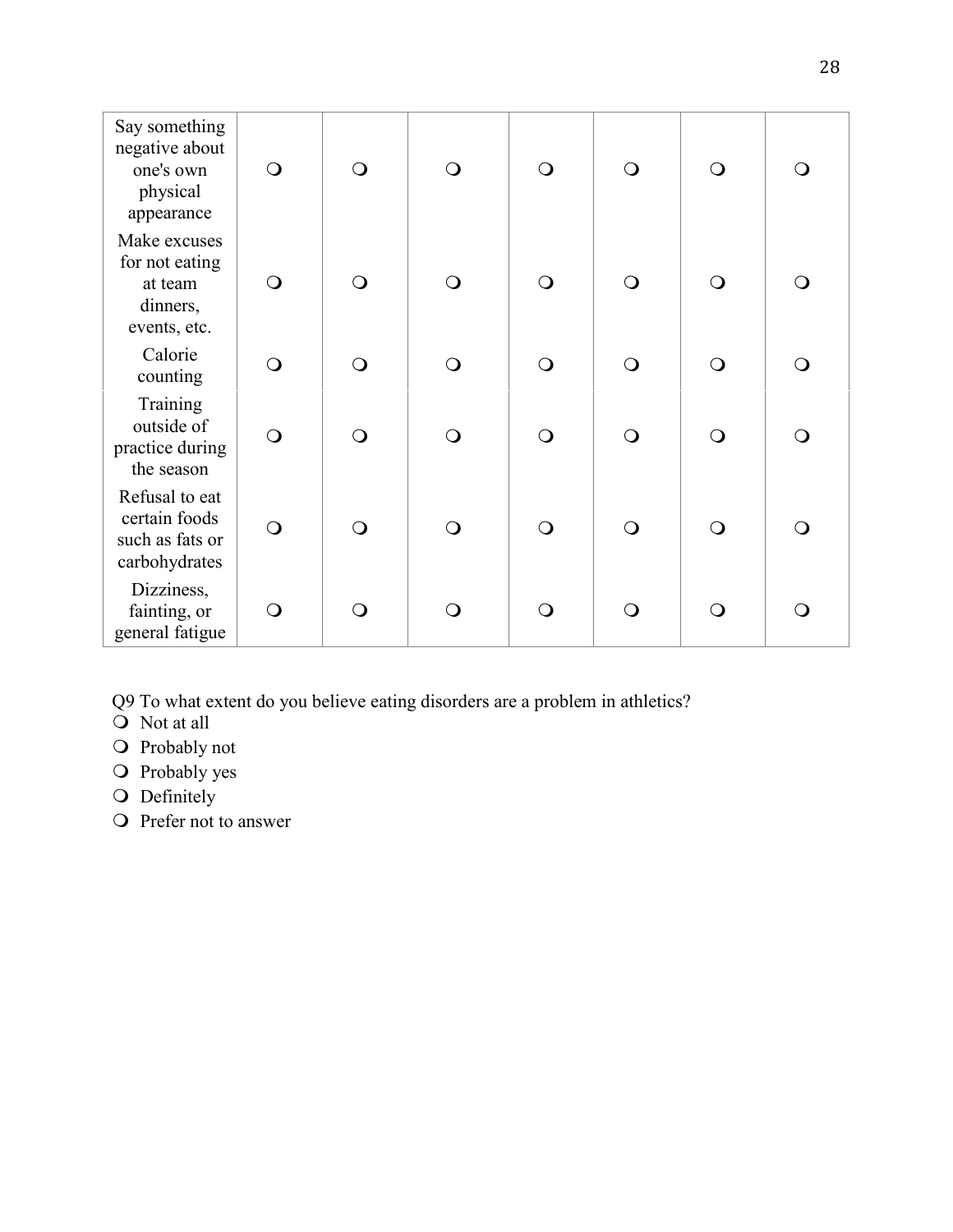| | | | | | | | |
|---|---|---|---|---|---|---|---|
| Say something negative about one's own physical appearance | ❍ | ❍ | ❍ | ❍ | ❍ | ❍ | ❍ |
| Make excuses for not eating at team dinners, events, etc. | ❍ | ❍ | ❍ | ❍ | ❍ | ❍ | ❍ |
| Calorie counting | ❍ | ❍ | ❍ | ❍ | ❍ | ❍ | ❍ |
| Training outside of practice during the season | ❍ | ❍ | ❍ | ❍ | ❍ | ❍ | ❍ |
| Refusal to eat certain foods such as fats or carbohydrates | ❍ | ❍ | ❍ | ❍ | ❍ | ❍ | ❍ |
| Dizziness, fainting, or general fatigue | ❍ | ❍ | ❍ | ❍ | ❍ | ❍ | ❍ |

Q9 To what extent do you believe eating disorders are a problem in athletics?

- ❍ Not at all
- ❍ Probably not
- ❍ Probably yes
- ❍ Definitely
- ❍ Prefer not to answer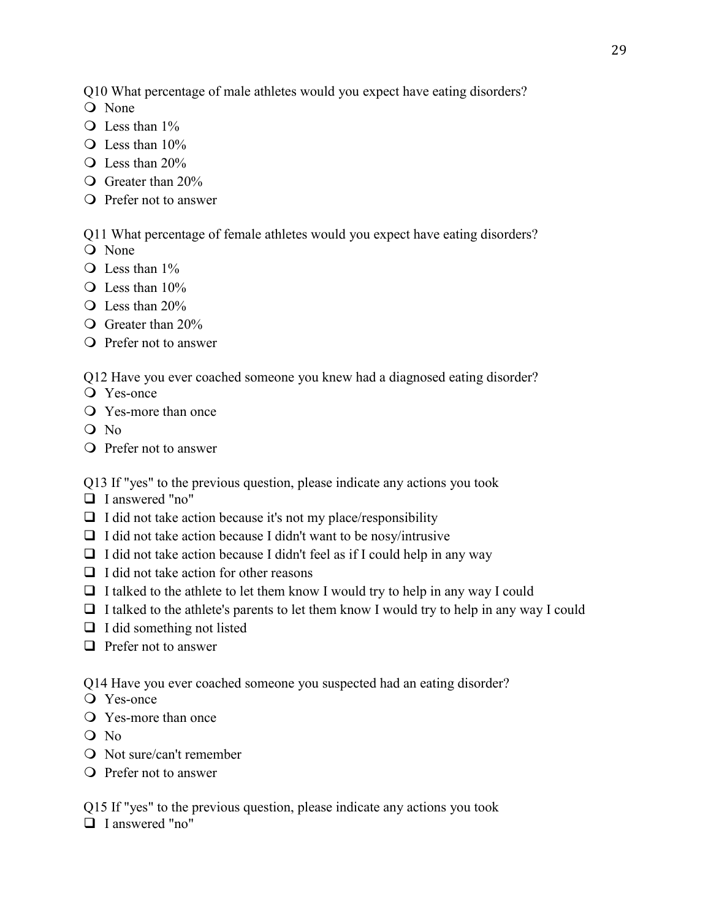Q10 What percentage of male athletes would you expect have eating disorders?

- None
- Less than 1%
- Less than 10%
- Less than 20%
- Greater than 20%
- Prefer not to answer

Q11 What percentage of female athletes would you expect have eating disorders?

- None
- Less than 1%
- Less than 10%
- Less than 20%
- Greater than 20%
- Prefer not to answer

Q12 Have you ever coached someone you knew had a diagnosed eating disorder?

- Yes-once
- Yes-more than once
- No
- Prefer not to answer

Q13 If "yes" to the previous question, please indicate any actions you took

- [ ] I answered "no"
- [ ] I did not take action because it's not my place/responsibility
- [ ] I did not take action because I didn't want to be nosy/intrusive
- [ ] I did not take action because I didn't feel as if I could help in any way
- [ ] I did not take action for other reasons
- [ ] I talked to the athlete to let them know I would try to help in any way I could
- [ ] I talked to the athlete's parents to let them know I would try to help in any way I could
- [ ] I did something not listed
- [ ] Prefer not to answer

Q14 Have you ever coached someone you suspected had an eating disorder?

- Yes-once
- Yes-more than once
- No
- Not sure/can't remember
- Prefer not to answer

Q15 If "yes" to the previous question, please indicate any actions you took

- [ ] I answered "no"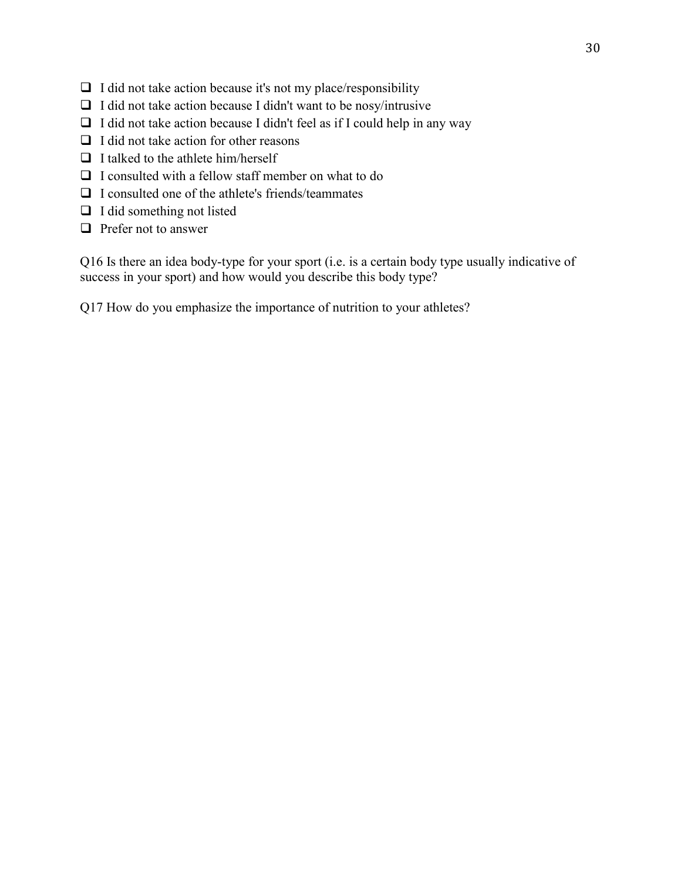- ❑ I did not take action because it's not my place/responsibility
- ❑ I did not take action because I didn't want to be nosy/intrusive
- ❑ I did not take action because I didn't feel as if I could help in any way
- ❑ I did not take action for other reasons
- ❑ I talked to the athlete him/herself
- ❑ I consulted with a fellow staff member on what to do
- ❑ I consulted one of the athlete's friends/teammates
- ❑ I did something not listed
- ❑ Prefer not to answer

Q16 Is there an idea body-type for your sport (i.e. is a certain body type usually indicative of success in your sport) and how would you describe this body type?

Q17 How do you emphasize the importance of nutrition to your athletes?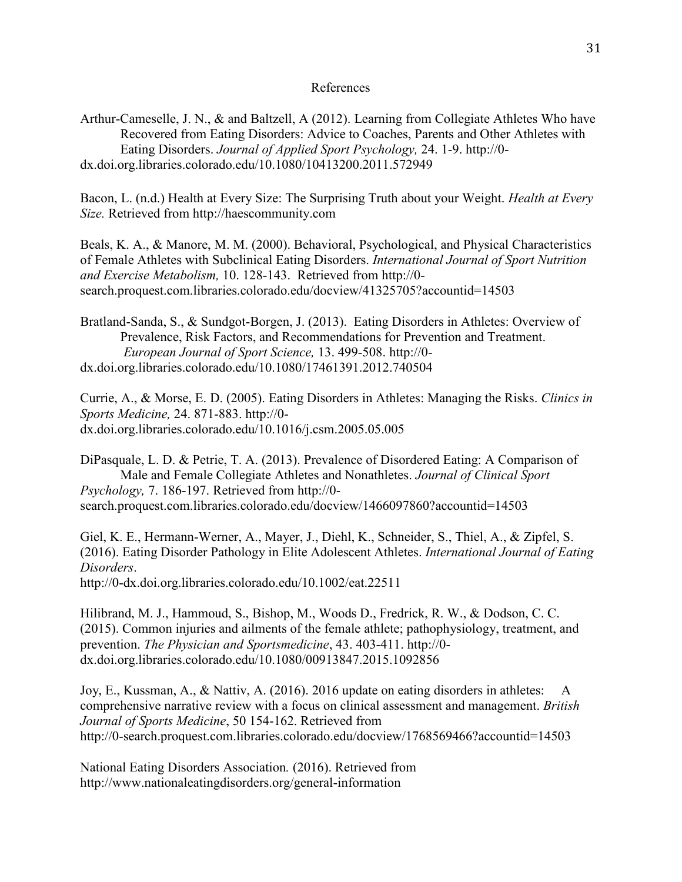# References

Arthur-Cameselle, J. N., & and Baltzell, A (2012). Learning from Collegiate Athletes Who have Recovered from Eating Disorders: Advice to Coaches, Parents and Other Athletes with Eating Disorders. *Journal of Applied Sport Psychology,* 24. 1-9. http://0-dx.doi.org.libraries.colorado.edu/10.1080/10413200.2011.572949

Bacon, L. (n.d.) Health at Every Size: The Surprising Truth about your Weight. *Health at Every Size.* Retrieved from http://haescommunity.com

Beals, K. A., & Manore, M. M. (2000). Behavioral, Psychological, and Physical Characteristics of Female Athletes with Subclinical Eating Disorders. *International Journal of Sport Nutrition and Exercise Metabolism,* 10. 128-143. Retrieved from http://0-search.proquest.com.libraries.colorado.edu/docview/41325705?accountid=14503

Bratland-Sanda, S., & Sundgot-Borgen, J. (2013). Eating Disorders in Athletes: Overview of Prevalence, Risk Factors, and Recommendations for Prevention and Treatment. *European Journal of Sport Science,* 13. 499-508. http://0-dx.doi.org.libraries.colorado.edu/10.1080/17461391.2012.740504

Currie, A., & Morse, E. D. (2005). Eating Disorders in Athletes: Managing the Risks. *Clinics in Sports Medicine,* 24. 871-883. http://0-dx.doi.org.libraries.colorado.edu/10.1016/j.csm.2005.05.005

DiPasquale, L. D. & Petrie, T. A. (2013). Prevalence of Disordered Eating: A Comparison of Male and Female Collegiate Athletes and Nonathletes. *Journal of Clinical Sport Psychology,* 7. 186-197. Retrieved from http://0-search.proquest.com.libraries.colorado.edu/docview/1466097860?accountid=14503

Giel, K. E., Hermann-Werner, A., Mayer, J., Diehl, K., Schneider, S., Thiel, A., & Zipfel, S. (2016). Eating Disorder Pathology in Elite Adolescent Athletes. *International Journal of Eating Disorders*. http://0-dx.doi.org.libraries.colorado.edu/10.1002/eat.22511

Hilibrand, M. J., Hammoud, S., Bishop, M., Woods D., Fredrick, R. W., & Dodson, C. C. (2015). Common injuries and ailments of the female athlete; pathophysiology, treatment, and prevention. *The Physician and Sportsmedicine*, 43. 403-411. http://0-dx.doi.org.libraries.colorado.edu/10.1080/00913847.2015.1092856

Joy, E., Kussman, A., & Nattiv, A. (2016). 2016 update on eating disorders in athletes: A comprehensive narrative review with a focus on clinical assessment and management. *British Journal of Sports Medicine*, 50 154-162. Retrieved from http://0-search.proquest.com.libraries.colorado.edu/docview/1768569466?accountid=14503

National Eating Disorders Association*.* (2016). Retrieved from http://www.nationaleatingdisorders.org/general-information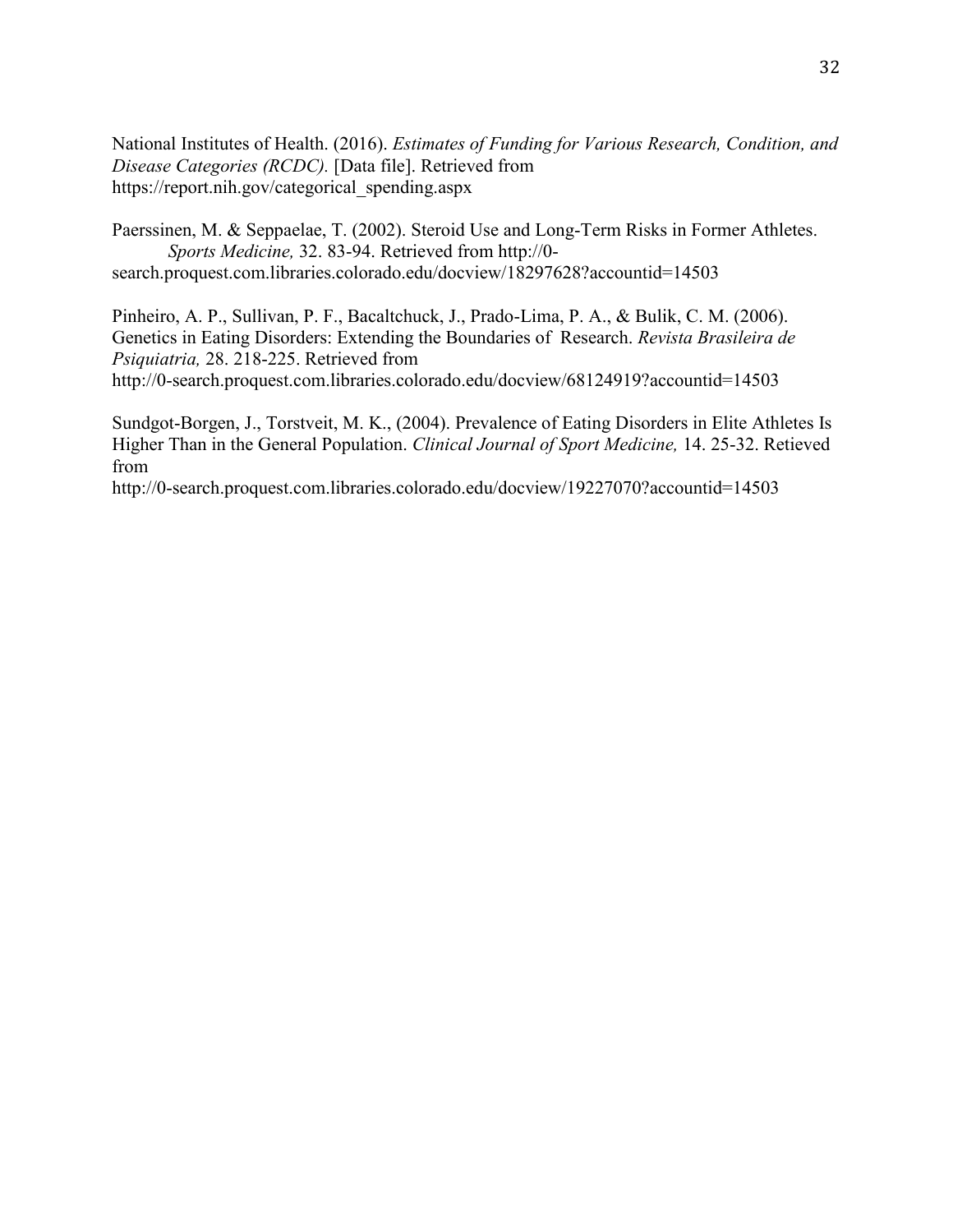National Institutes of Health. (2016). *Estimates of Funding for Various Research, Condition, and Disease Categories (RCDC).* [Data file]. Retrieved from https://report.nih.gov/categorical_spending.aspx

Paerssinen, M. & Seppaelae, T. (2002). Steroid Use and Long-Term Risks in Former Athletes. *Sports Medicine,* 32. 83-94. Retrieved from http://0-search.proquest.com.libraries.colorado.edu/docview/18297628?accountid=14503

Pinheiro, A. P., Sullivan, P. F., Bacaltchuck, J., Prado-Lima, P. A., & Bulik, C. M. (2006). Genetics in Eating Disorders: Extending the Boundaries of Research. *Revista Brasileira de Psiquiatria,* 28. 218-225. Retrieved from http://0-search.proquest.com.libraries.colorado.edu/docview/68124919?accountid=14503

Sundgot-Borgen, J., Torstveit, M. K., (2004). Prevalence of Eating Disorders in Elite Athletes Is Higher Than in the General Population. *Clinical Journal of Sport Medicine,* 14. 25-32. Retieved from http://0-search.proquest.com.libraries.colorado.edu/docview/19227070?accountid=14503